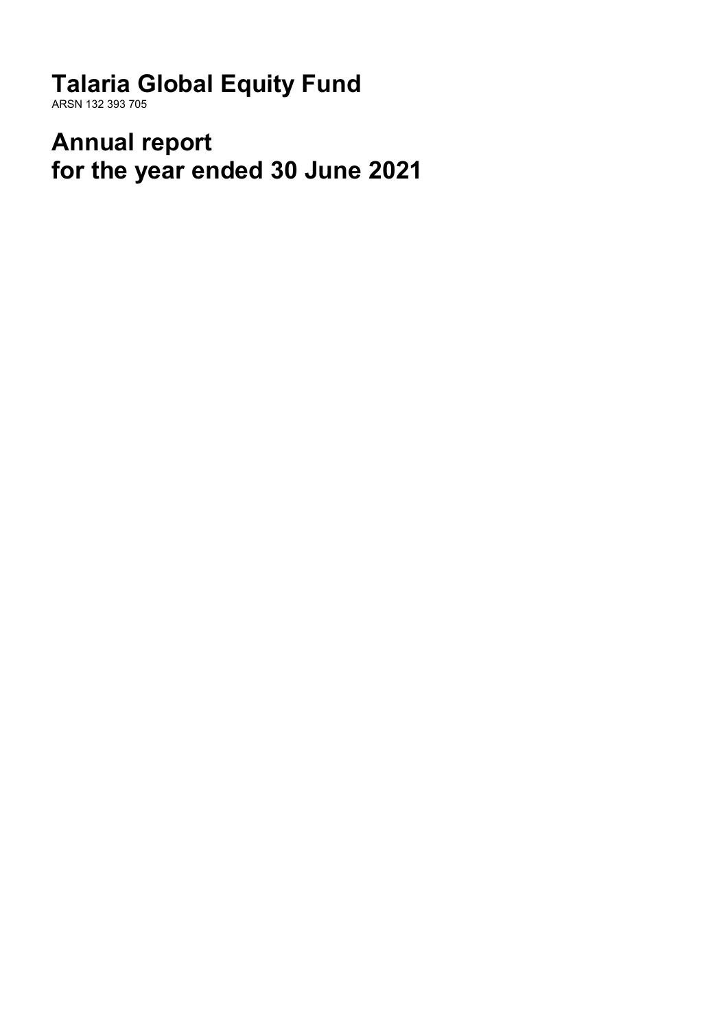# Talaria Global Equity Fund

ARSN 132 393 705

# Annual report
# for the year ended 30 June 2021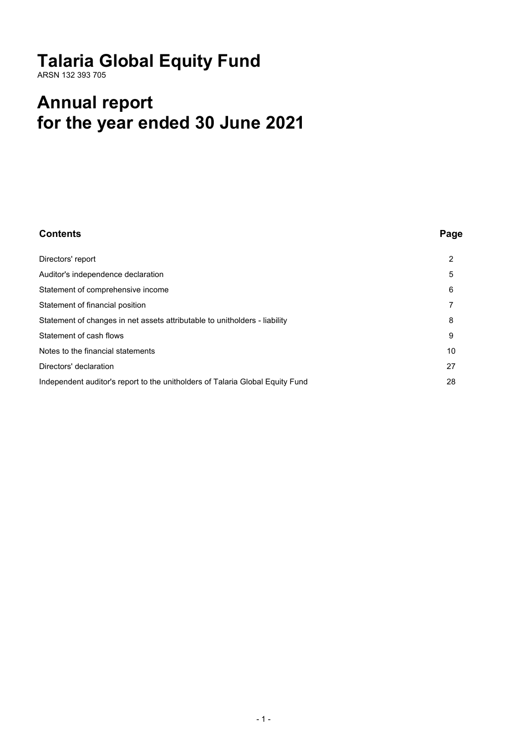# Talaria Global Equity Fund

ARSN 132 393 705

# Annual report for the year ended 30 June 2021

| Contents | Page |
|---|---|
| Directors' report | 2 |
| Auditor's independence declaration | 5 |
| Statement of comprehensive income | 6 |
| Statement of financial position | 7 |
| Statement of changes in net assets attributable to unitholders - liability | 8 |
| Statement of cash flows | 9 |
| Notes to the financial statements | 10 |
| Directors' declaration | 27 |
| Independent auditor's report to the unitholders of Talaria Global Equity Fund | 28 |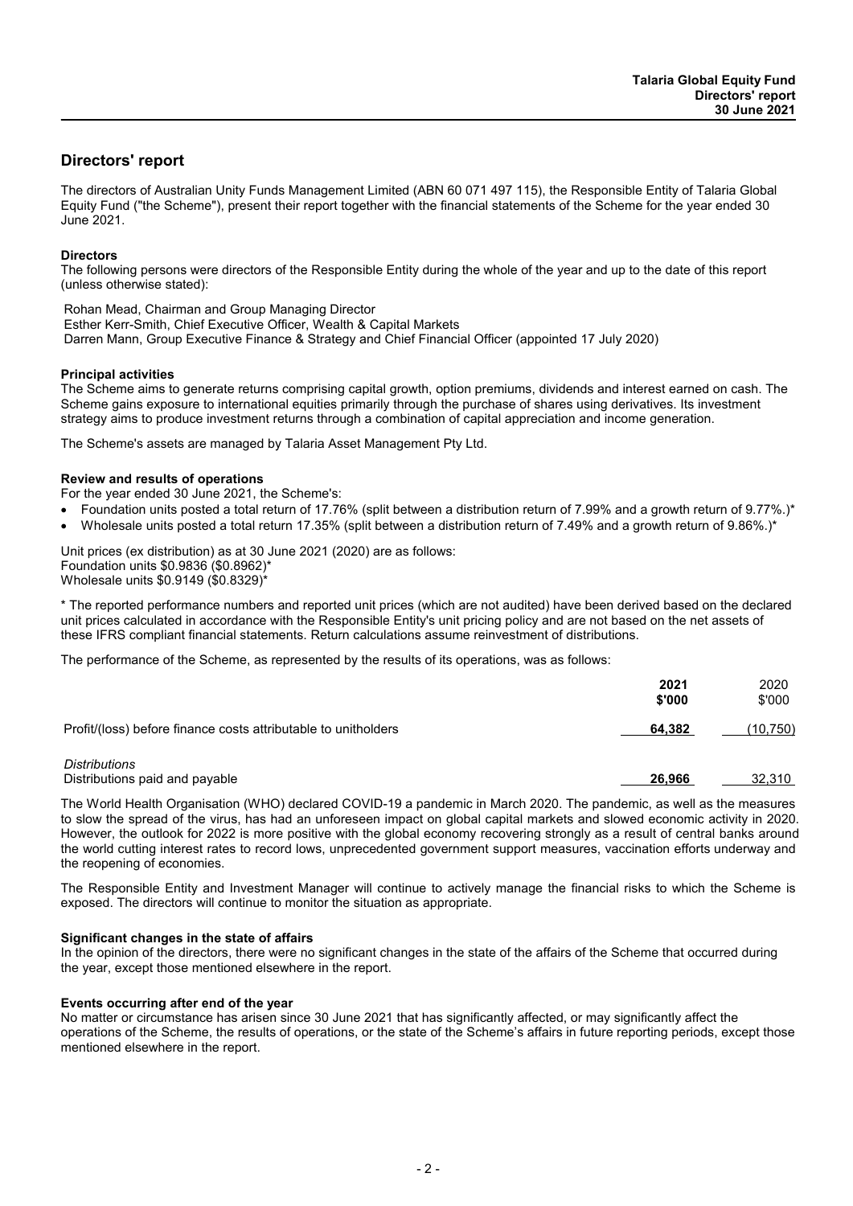# Directors' report

The directors of Australian Unity Funds Management Limited (ABN 60 071 497 115), the Responsible Entity of Talaria Global Equity Fund ("the Scheme"), present their report together with the financial statements of the Scheme for the year ended 30 June 2021.

**Directors**

The following persons were directors of the Responsible Entity during the whole of the year and up to the date of this report (unless otherwise stated):

Rohan Mead, Chairman and Group Managing Director
Esther Kerr-Smith, Chief Executive Officer, Wealth & Capital Markets
Darren Mann, Group Executive Finance & Strategy and Chief Financial Officer (appointed 17 July 2020)

**Principal activities**

The Scheme aims to generate returns comprising capital growth, option premiums, dividends and interest earned on cash. The Scheme gains exposure to international equities primarily through the purchase of shares using derivatives. Its investment strategy aims to produce investment returns through a combination of capital appreciation and income generation.

The Scheme's assets are managed by Talaria Asset Management Pty Ltd.

**Review and results of operations**

For the year ended 30 June 2021, the Scheme's:

- Foundation units posted a total return of 17.76% (split between a distribution return of 7.99% and a growth return of 9.77%.)*
- Wholesale units posted a total return 17.35% (split between a distribution return of 7.49% and a growth return of 9.86%.)*

Unit prices (ex distribution) as at 30 June 2021 (2020) are as follows:
Foundation units $0.9836 ($0.8962)*
Wholesale units $0.9149 ($0.8329)*

* The reported performance numbers and reported unit prices (which are not audited) have been derived based on the declared unit prices calculated in accordance with the Responsible Entity's unit pricing policy and are not based on the net assets of these IFRS compliant financial statements. Return calculations assume reinvestment of distributions.

The performance of the Scheme, as represented by the results of its operations, was as follows:

| | 2021 $'000 | 2020 $'000 |
|---|---|---|
| Profit/(loss) before finance costs attributable to unitholders | **64,382** | (10,750) |
| *Distributions* | | |
| Distributions paid and payable | **26,966** | 32,310 |

The World Health Organisation (WHO) declared COVID-19 a pandemic in March 2020. The pandemic, as well as the measures to slow the spread of the virus, has had an unforeseen impact on global capital markets and slowed economic activity in 2020. However, the outlook for 2022 is more positive with the global economy recovering strongly as a result of central banks around the world cutting interest rates to record lows, unprecedented government support measures, vaccination efforts underway and the reopening of economies.

The Responsible Entity and Investment Manager will continue to actively manage the financial risks to which the Scheme is exposed. The directors will continue to monitor the situation as appropriate.

**Significant changes in the state of affairs**

In the opinion of the directors, there were no significant changes in the state of the affairs of the Scheme that occurred during the year, except those mentioned elsewhere in the report.

**Events occurring after end of the year**

No matter or circumstance has arisen since 30 June 2021 that has significantly affected, or may significantly affect the operations of the Scheme, the results of operations, or the state of the Scheme's affairs in future reporting periods, except those mentioned elsewhere in the report.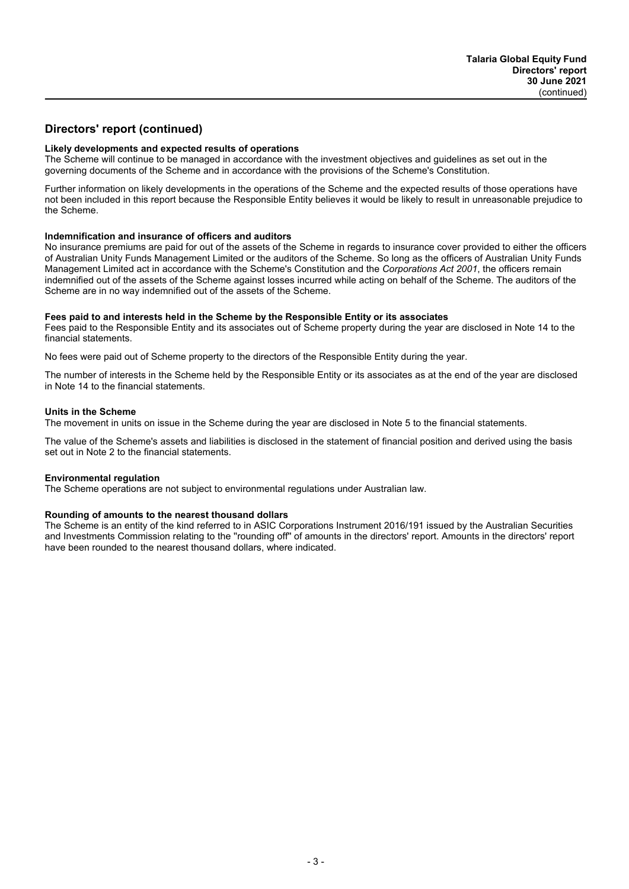## Directors' report (continued)

**Likely developments and expected results of operations**

The Scheme will continue to be managed in accordance with the investment objectives and guidelines as set out in the governing documents of the Scheme and in accordance with the provisions of the Scheme's Constitution.

Further information on likely developments in the operations of the Scheme and the expected results of those operations have not been included in this report because the Responsible Entity believes it would be likely to result in unreasonable prejudice to the Scheme.

**Indemnification and insurance of officers and auditors**

No insurance premiums are paid for out of the assets of the Scheme in regards to insurance cover provided to either the officers of Australian Unity Funds Management Limited or the auditors of the Scheme. So long as the officers of Australian Unity Funds Management Limited act in accordance with the Scheme's Constitution and the *Corporations Act 2001*, the officers remain indemnified out of the assets of the Scheme against losses incurred while acting on behalf of the Scheme. The auditors of the Scheme are in no way indemnified out of the assets of the Scheme.

**Fees paid to and interests held in the Scheme by the Responsible Entity or its associates**

Fees paid to the Responsible Entity and its associates out of Scheme property during the year are disclosed in Note 14 to the financial statements.

No fees were paid out of Scheme property to the directors of the Responsible Entity during the year.

The number of interests in the Scheme held by the Responsible Entity or its associates as at the end of the year are disclosed in Note 14 to the financial statements.

**Units in the Scheme**

The movement in units on issue in the Scheme during the year are disclosed in Note 5 to the financial statements.

The value of the Scheme's assets and liabilities is disclosed in the statement of financial position and derived using the basis set out in Note 2 to the financial statements.

**Environmental regulation**

The Scheme operations are not subject to environmental regulations under Australian law.

**Rounding of amounts to the nearest thousand dollars**

The Scheme is an entity of the kind referred to in ASIC Corporations Instrument 2016/191 issued by the Australian Securities and Investments Commission relating to the "rounding off" of amounts in the directors' report. Amounts in the directors' report have been rounded to the nearest thousand dollars, where indicated.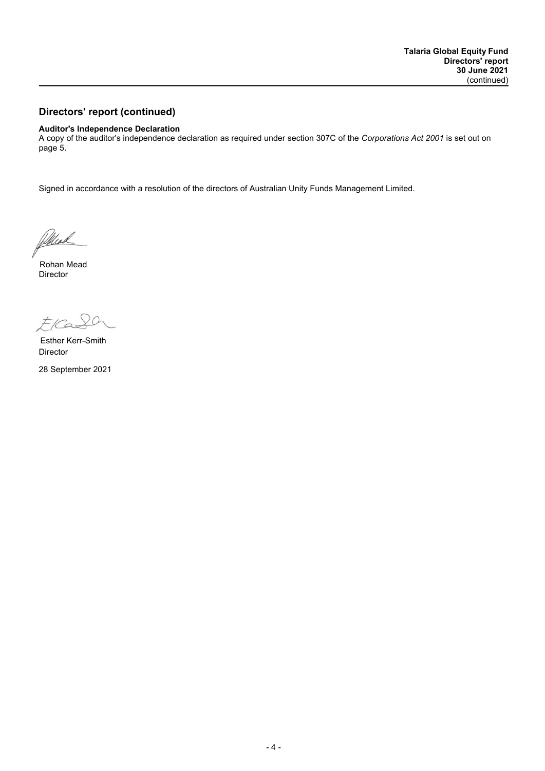## Directors' report (continued)

**Auditor's Independence Declaration**
A copy of the auditor's independence declaration as required under section 307C of the *Corporations Act 2001* is set out on page 5.

Signed in accordance with a resolution of the directors of Australian Unity Funds Management Limited.

Rohan Mead
Director

Esther Kerr-Smith
Director

28 September 2021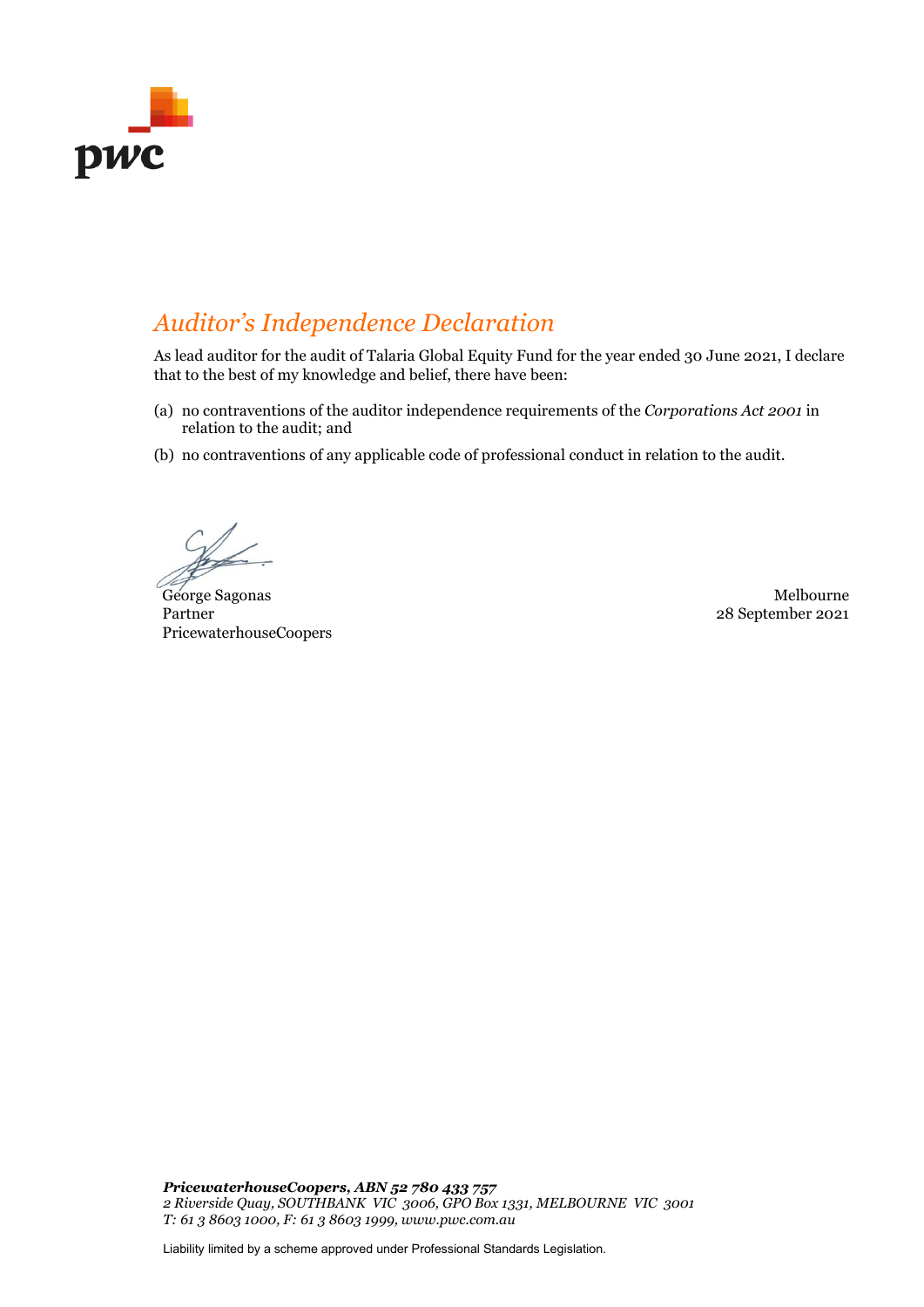# *Auditor's Independence Declaration*

As lead auditor for the audit of Talaria Global Equity Fund for the year ended 30 June 2021, I declare that to the best of my knowledge and belief, there have been:

(a) no contraventions of the auditor independence requirements of the *Corporations Act 2001* in relation to the audit; and

(b) no contraventions of any applicable code of professional conduct in relation to the audit.

George Sagonas
Partner
PricewaterhouseCoopers

Melbourne
28 September 2021

***PricewaterhouseCoopers, ABN 52 780 433 757***
*2 Riverside Quay, SOUTHBANK VIC 3006, GPO Box 1331, MELBOURNE VIC 3001*
*T: 61 3 8603 1000, F: 61 3 8603 1999, www.pwc.com.au*

Liability limited by a scheme approved under Professional Standards Legislation.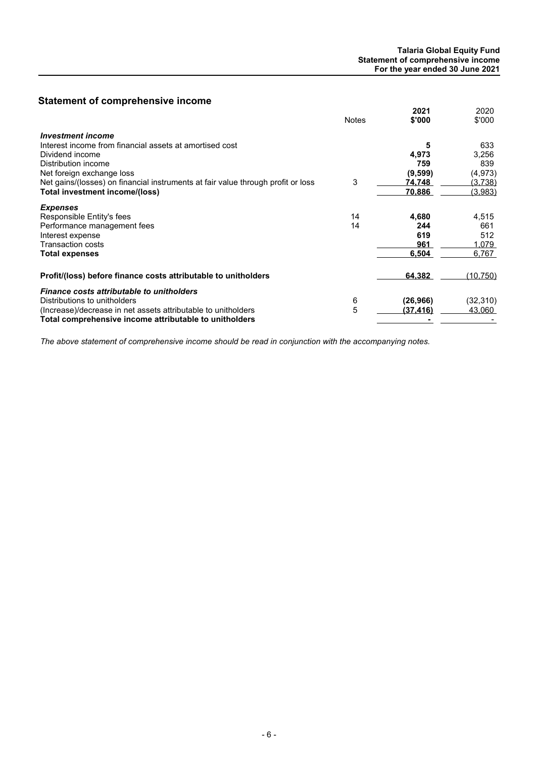## Statement of comprehensive income

| | Notes | 2021 $'000 | 2020 $'000 |
|---|---|---|---|
| ***Investment income*** | | | |
| Interest income from financial assets at amortised cost | | **5** | 633 |
| Dividend income | | **4,973** | 3,256 |
| Distribution income | | **759** | 839 |
| Net foreign exchange loss | | **(9,599)** | (4,973) |
| Net gains/(losses) on financial instruments at fair value through profit or loss | 3 | **74,748** | (3,738) |
| **Total investment income/(loss)** | | **70,886** | (3,983) |
| ***Expenses*** | | | |
| Responsible Entity's fees | 14 | **4,680** | 4,515 |
| Performance management fees | 14 | **244** | 661 |
| Interest expense | | **619** | 512 |
| Transaction costs | | **961** | 1,079 |
| **Total expenses** | | **6,504** | 6,767 |
| **Profit/(loss) before finance costs attributable to unitholders** | | **64,382** | (10,750) |
| ***Finance costs attributable to unitholders*** | | | |
| Distributions to unitholders | 6 | **(26,966)** | (32,310) |
| (Increase)/decrease in net assets attributable to unitholders | 5 | **(37,416)** | 43,060 |
| **Total comprehensive income attributable to unitholders** | | **-** | - |

*The above statement of comprehensive income should be read in conjunction with the accompanying notes.*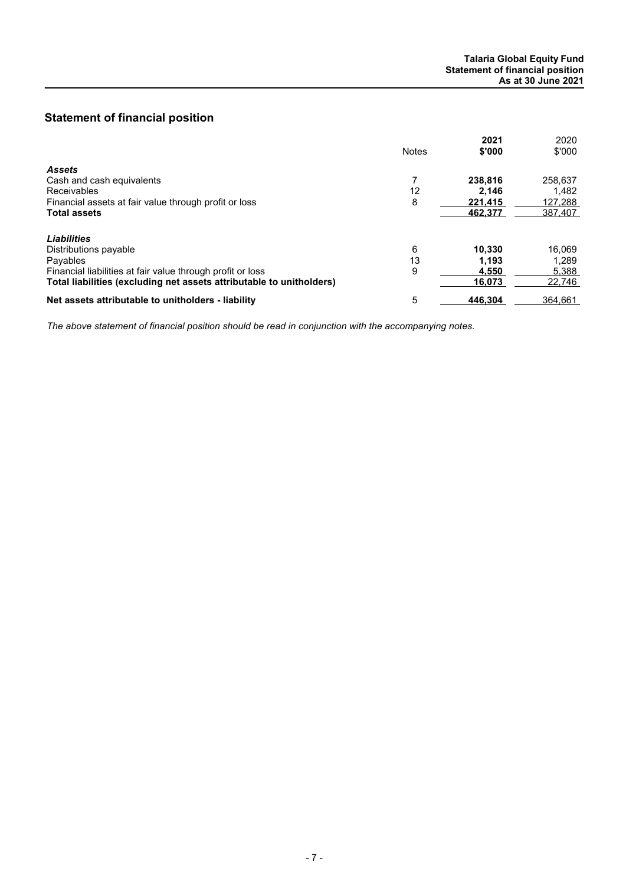## Statement of financial position

| | Notes | **2021 $'000** | 2020 $'000 |
|---|---|---|---|
| ***Assets*** | | | |
| Cash and cash equivalents | 7 | **238,816** | 258,637 |
| Receivables | 12 | **2,146** | 1,482 |
| Financial assets at fair value through profit or loss | 8 | **221,415** | 127,288 |
| **Total assets** | | **462,377** | 387,407 |
| ***Liabilities*** | | | |
| Distributions payable | 6 | **10,330** | 16,069 |
| Payables | 13 | **1,193** | 1,289 |
| Financial liabilities at fair value through profit or loss | 9 | **4,550** | 5,388 |
| **Total liabilities (excluding net assets attributable to unitholders)** | | **16,073** | 22,746 |
| **Net assets attributable to unitholders - liability** | 5 | **446,304** | 364,661 |

*The above statement of financial position should be read in conjunction with the accompanying notes.*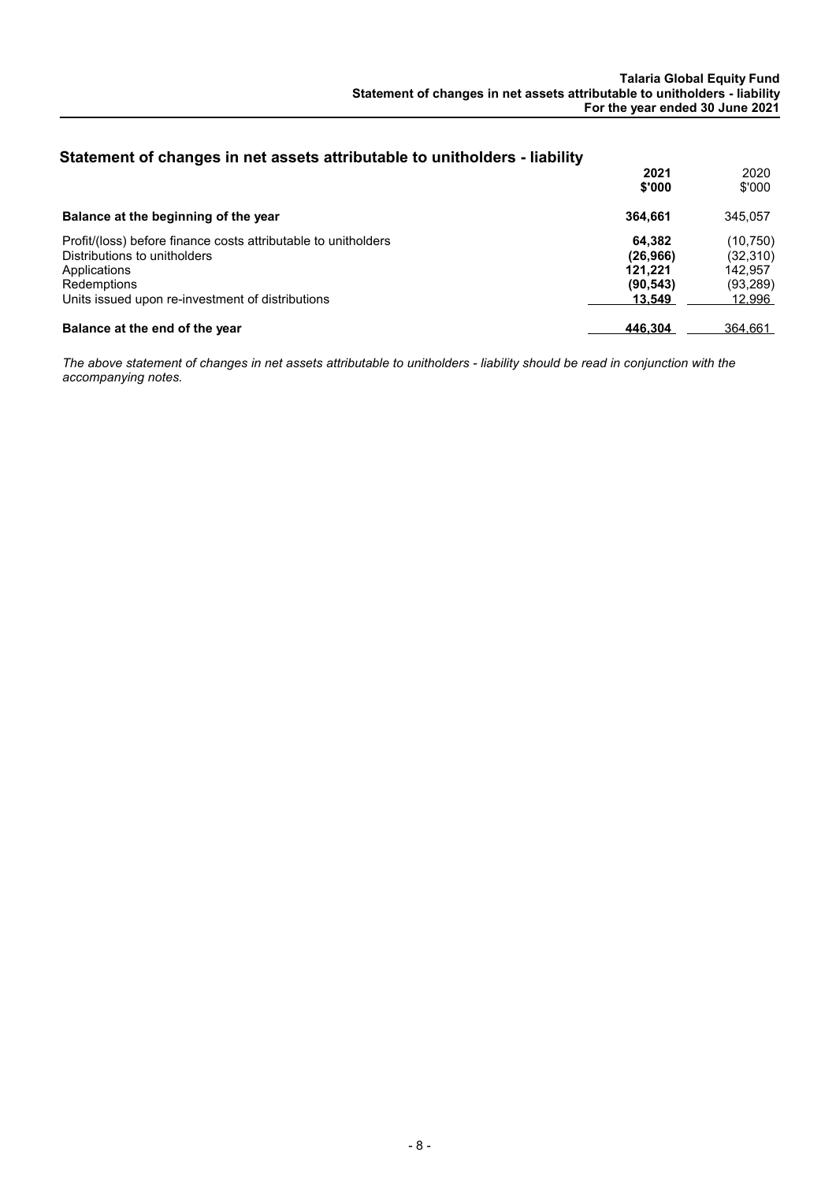## Statement of changes in net assets attributable to unitholders - liability

| | 2021 $'000 | 2020 $'000 |
|---|---|---|
| **Balance at the beginning of the year** | **364,661** | 345,057 |
| Profit/(loss) before finance costs attributable to unitholders | **64,382** | (10,750) |
| Distributions to unitholders | **(26,966)** | (32,310) |
| Applications | **121,221** | 142,957 |
| Redemptions | **(90,543)** | (93,289) |
| Units issued upon re-investment of distributions | **13,549** | 12,996 |
| **Balance at the end of the year** | **446,304** | 364,661 |

*The above statement of changes in net assets attributable to unitholders - liability should be read in conjunction with the accompanying notes.*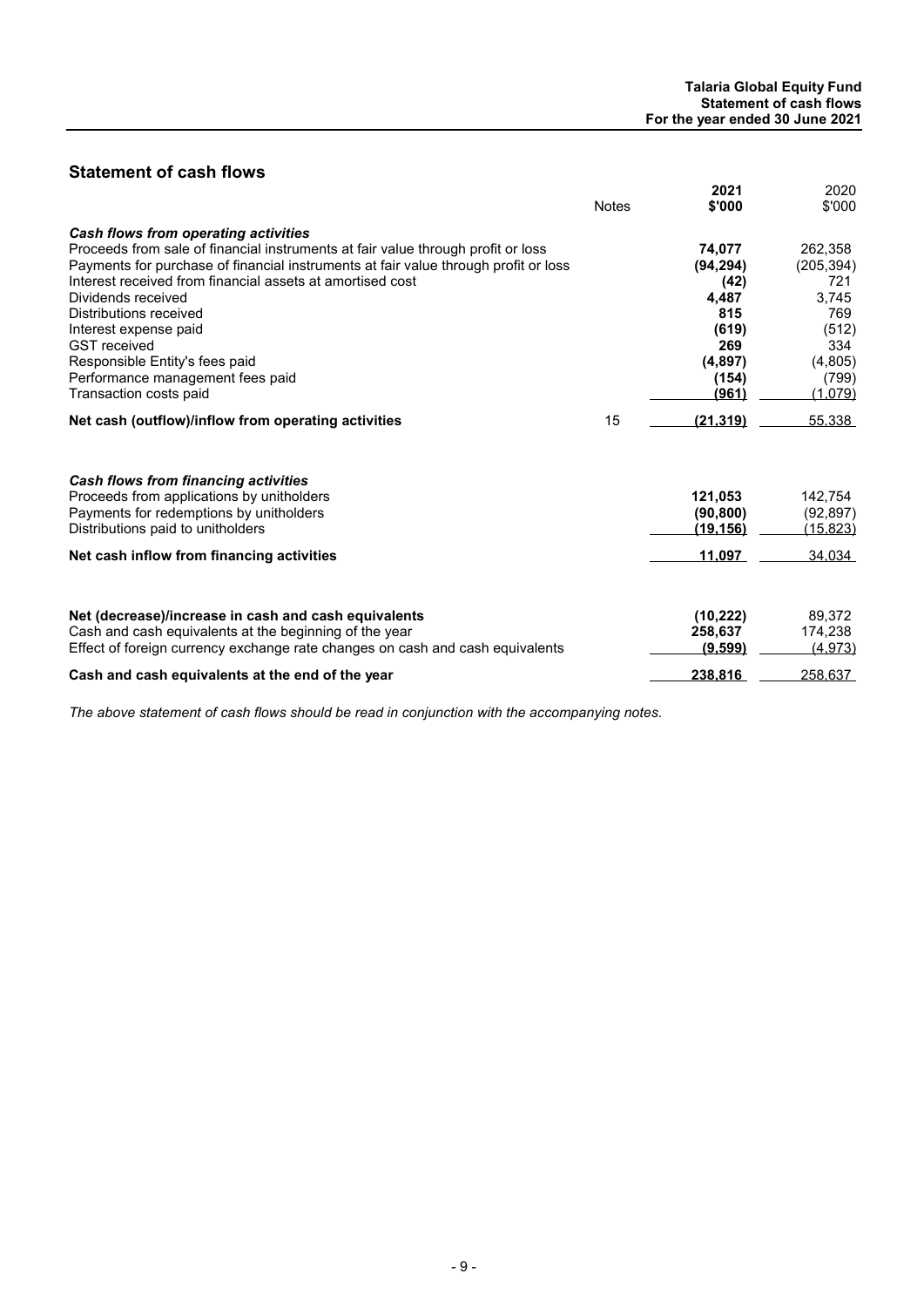## Statement of cash flows

| | Notes | 2021 $'000 | 2020 $'000 |
|---|---|---|---|
| ***Cash flows from operating activities*** | | | |
| Proceeds from sale of financial instruments at fair value through profit or loss | | **74,077** | 262,358 |
| Payments for purchase of financial instruments at fair value through profit or loss | | **(94,294)** | (205,394) |
| Interest received from financial assets at amortised cost | | **(42)** | 721 |
| Dividends received | | **4,487** | 3,745 |
| Distributions received | | **815** | 769 |
| Interest expense paid | | **(619)** | (512) |
| GST received | | **269** | 334 |
| Responsible Entity's fees paid | | **(4,897)** | (4,805) |
| Performance management fees paid | | **(154)** | (799) |
| Transaction costs paid | | **(961)** | (1,079) |
| **Net cash (outflow)/inflow from operating activities** | 15 | **(21,319)** | 55,338 |
| | | | |
| ***Cash flows from financing activities*** | | | |
| Proceeds from applications by unitholders | | **121,053** | 142,754 |
| Payments for redemptions by unitholders | | **(90,800)** | (92,897) |
| Distributions paid to unitholders | | **(19,156)** | (15,823) |
| **Net cash inflow from financing activities** | | **11,097** | 34,034 |
| | | | |
| **Net (decrease)/increase in cash and cash equivalents** | | **(10,222)** | 89,372 |
| Cash and cash equivalents at the beginning of the year | | **258,637** | 174,238 |
| Effect of foreign currency exchange rate changes on cash and cash equivalents | | **(9,599)** | (4,973) |
| **Cash and cash equivalents at the end of the year** | | **238,816** | 258,637 |

*The above statement of cash flows should be read in conjunction with the accompanying notes.*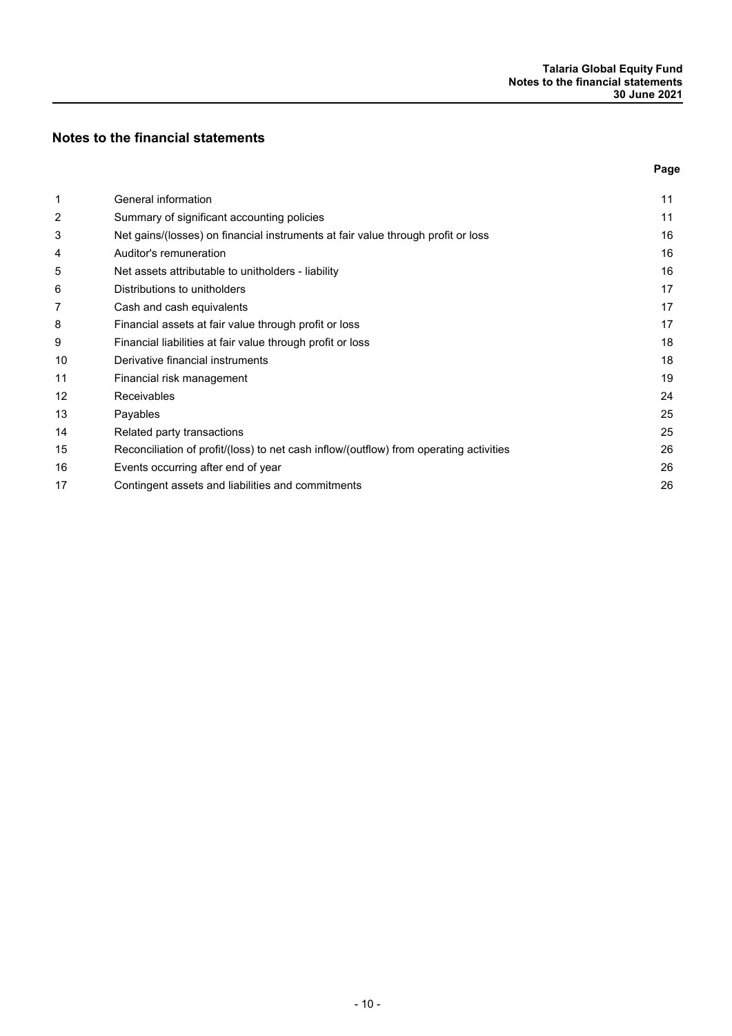## Notes to the financial statements

| | | Page |
|---|---|---|
| 1 | General information | 11 |
| 2 | Summary of significant accounting policies | 11 |
| 3 | Net gains/(losses) on financial instruments at fair value through profit or loss | 16 |
| 4 | Auditor's remuneration | 16 |
| 5 | Net assets attributable to unitholders - liability | 16 |
| 6 | Distributions to unitholders | 17 |
| 7 | Cash and cash equivalents | 17 |
| 8 | Financial assets at fair value through profit or loss | 17 |
| 9 | Financial liabilities at fair value through profit or loss | 18 |
| 10 | Derivative financial instruments | 18 |
| 11 | Financial risk management | 19 |
| 12 | Receivables | 24 |
| 13 | Payables | 25 |
| 14 | Related party transactions | 25 |
| 15 | Reconciliation of profit/(loss) to net cash inflow/(outflow) from operating activities | 26 |
| 16 | Events occurring after end of year | 26 |
| 17 | Contingent assets and liabilities and commitments | 26 |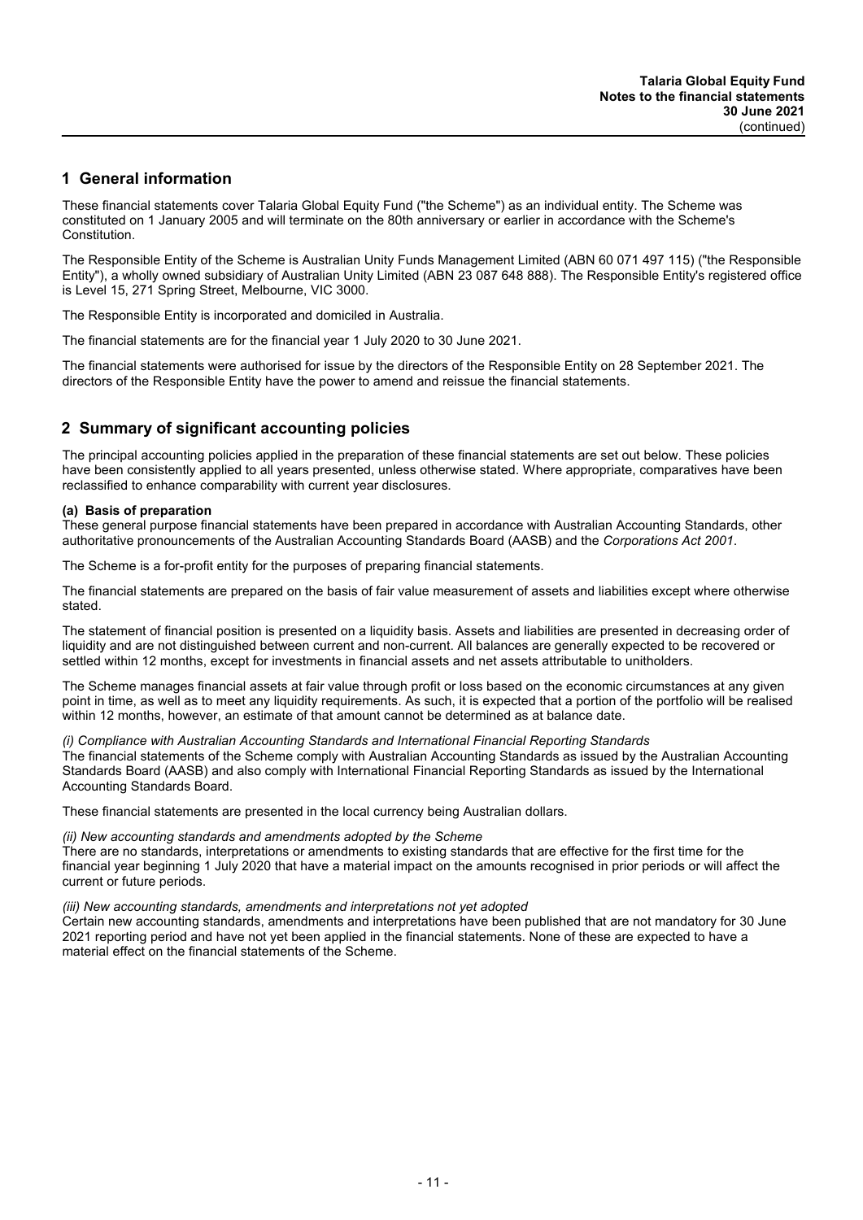## 1 General information

These financial statements cover Talaria Global Equity Fund ("the Scheme") as an individual entity. The Scheme was constituted on 1 January 2005 and will terminate on the 80th anniversary or earlier in accordance with the Scheme's Constitution.

The Responsible Entity of the Scheme is Australian Unity Funds Management Limited (ABN 60 071 497 115) ("the Responsible Entity"), a wholly owned subsidiary of Australian Unity Limited (ABN 23 087 648 888). The Responsible Entity's registered office is Level 15, 271 Spring Street, Melbourne, VIC 3000.

The Responsible Entity is incorporated and domiciled in Australia.

The financial statements are for the financial year 1 July 2020 to 30 June 2021.

The financial statements were authorised for issue by the directors of the Responsible Entity on 28 September 2021. The directors of the Responsible Entity have the power to amend and reissue the financial statements.

## 2 Summary of significant accounting policies

The principal accounting policies applied in the preparation of these financial statements are set out below. These policies have been consistently applied to all years presented, unless otherwise stated. Where appropriate, comparatives have been reclassified to enhance comparability with current year disclosures.

**(a) Basis of preparation**

These general purpose financial statements have been prepared in accordance with Australian Accounting Standards, other authoritative pronouncements of the Australian Accounting Standards Board (AASB) and the *Corporations Act 2001*.

The Scheme is a for-profit entity for the purposes of preparing financial statements.

The financial statements are prepared on the basis of fair value measurement of assets and liabilities except where otherwise stated.

The statement of financial position is presented on a liquidity basis. Assets and liabilities are presented in decreasing order of liquidity and are not distinguished between current and non-current. All balances are generally expected to be recovered or settled within 12 months, except for investments in financial assets and net assets attributable to unitholders.

The Scheme manages financial assets at fair value through profit or loss based on the economic circumstances at any given point in time, as well as to meet any liquidity requirements. As such, it is expected that a portion of the portfolio will be realised within 12 months, however, an estimate of that amount cannot be determined as at balance date.

*(i) Compliance with Australian Accounting Standards and International Financial Reporting Standards*

The financial statements of the Scheme comply with Australian Accounting Standards as issued by the Australian Accounting Standards Board (AASB) and also comply with International Financial Reporting Standards as issued by the International Accounting Standards Board.

These financial statements are presented in the local currency being Australian dollars.

*(ii) New accounting standards and amendments adopted by the Scheme*

There are no standards, interpretations or amendments to existing standards that are effective for the first time for the financial year beginning 1 July 2020 that have a material impact on the amounts recognised in prior periods or will affect the current or future periods.

*(iii) New accounting standards, amendments and interpretations not yet adopted*

Certain new accounting standards, amendments and interpretations have been published that are not mandatory for 30 June 2021 reporting period and have not yet been applied in the financial statements. None of these are expected to have a material effect on the financial statements of the Scheme.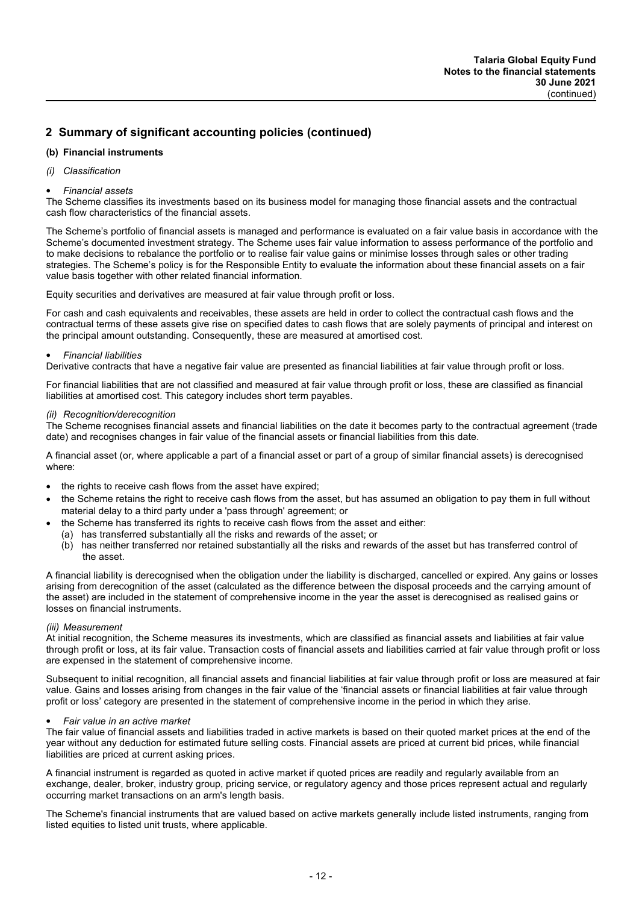## 2 Summary of significant accounting policies (continued)

### (b) Financial instruments

*(i) Classification*

- *Financial assets*

The Scheme classifies its investments based on its business model for managing those financial assets and the contractual cash flow characteristics of the financial assets.

The Scheme's portfolio of financial assets is managed and performance is evaluated on a fair value basis in accordance with the Scheme's documented investment strategy. The Scheme uses fair value information to assess performance of the portfolio and to make decisions to rebalance the portfolio or to realise fair value gains or minimise losses through sales or other trading strategies. The Scheme's policy is for the Responsible Entity to evaluate the information about these financial assets on a fair value basis together with other related financial information.

Equity securities and derivatives are measured at fair value through profit or loss.

For cash and cash equivalents and receivables, these assets are held in order to collect the contractual cash flows and the contractual terms of these assets give rise on specified dates to cash flows that are solely payments of principal and interest on the principal amount outstanding. Consequently, these are measured at amortised cost.

- *Financial liabilities*

Derivative contracts that have a negative fair value are presented as financial liabilities at fair value through profit or loss.

For financial liabilities that are not classified and measured at fair value through profit or loss, these are classified as financial liabilities at amortised cost. This category includes short term payables.

*(ii) Recognition/derecognition*

The Scheme recognises financial assets and financial liabilities on the date it becomes party to the contractual agreement (trade date) and recognises changes in fair value of the financial assets or financial liabilities from this date.

A financial asset (or, where applicable a part of a financial asset or part of a group of similar financial assets) is derecognised where:

- the rights to receive cash flows from the asset have expired;
- the Scheme retains the right to receive cash flows from the asset, but has assumed an obligation to pay them in full without material delay to a third party under a 'pass through' agreement; or
- the Scheme has transferred its rights to receive cash flows from the asset and either:
  - (a) has transferred substantially all the risks and rewards of the asset; or
  - (b) has neither transferred nor retained substantially all the risks and rewards of the asset but has transferred control of the asset.

A financial liability is derecognised when the obligation under the liability is discharged, cancelled or expired. Any gains or losses arising from derecognition of the asset (calculated as the difference between the disposal proceeds and the carrying amount of the asset) are included in the statement of comprehensive income in the year the asset is derecognised as realised gains or losses on financial instruments.

*(iii) Measurement*

At initial recognition, the Scheme measures its investments, which are classified as financial assets and liabilities at fair value through profit or loss, at its fair value. Transaction costs of financial assets and liabilities carried at fair value through profit or loss are expensed in the statement of comprehensive income.

Subsequent to initial recognition, all financial assets and financial liabilities at fair value through profit or loss are measured at fair value. Gains and losses arising from changes in the fair value of the 'financial assets or financial liabilities at fair value through profit or loss' category are presented in the statement of comprehensive income in the period in which they arise.

- *Fair value in an active market*

The fair value of financial assets and liabilities traded in active markets is based on their quoted market prices at the end of the year without any deduction for estimated future selling costs. Financial assets are priced at current bid prices, while financial liabilities are priced at current asking prices.

A financial instrument is regarded as quoted in active market if quoted prices are readily and regularly available from an exchange, dealer, broker, industry group, pricing service, or regulatory agency and those prices represent actual and regularly occurring market transactions on an arm's length basis.

The Scheme's financial instruments that are valued based on active markets generally include listed instruments, ranging from listed equities to listed unit trusts, where applicable.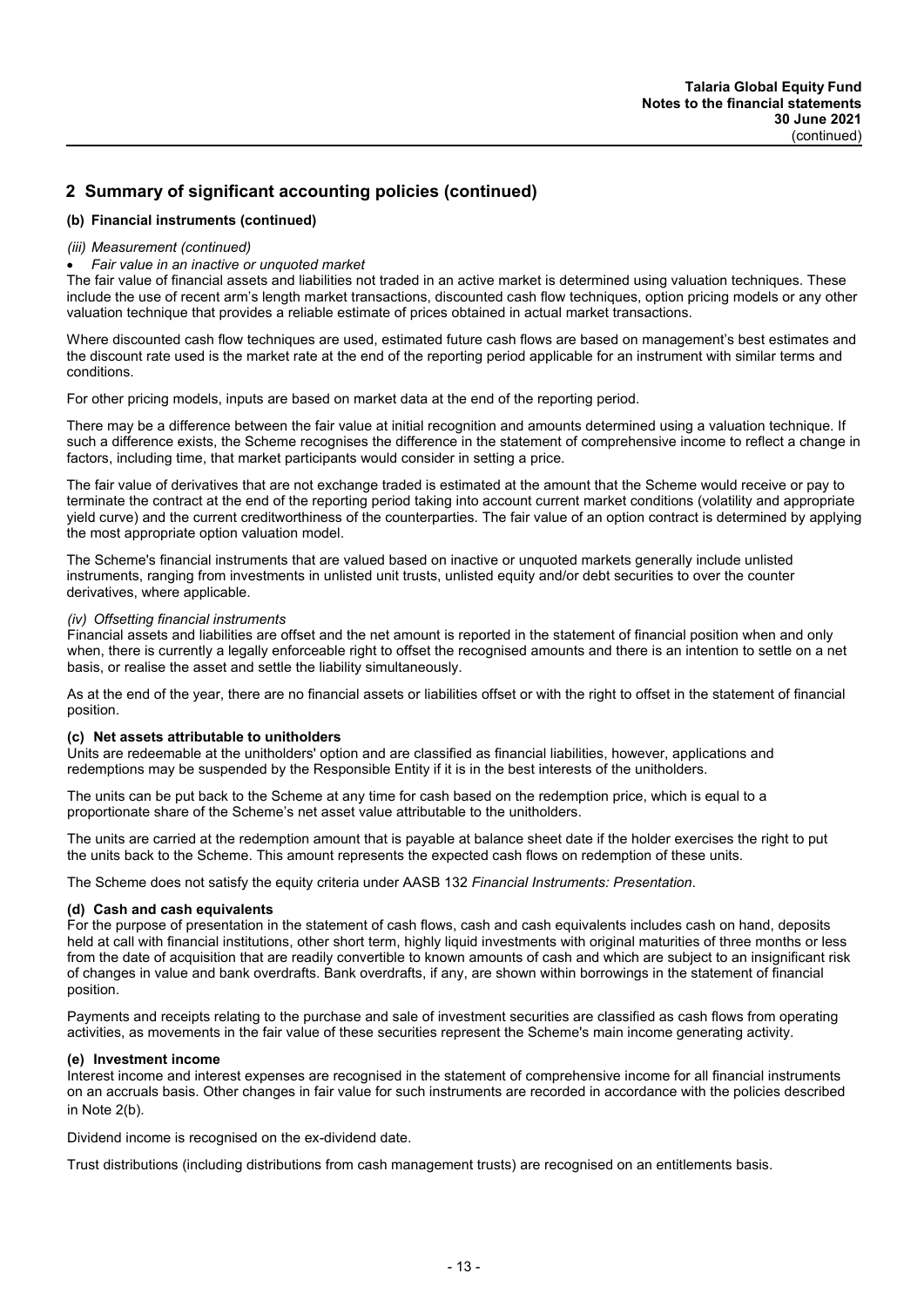## 2 Summary of significant accounting policies (continued)

### (b) Financial instruments (continued)

*(iii) Measurement (continued)*

- *Fair value in an inactive or unquoted market*

The fair value of financial assets and liabilities not traded in an active market is determined using valuation techniques. These include the use of recent arm's length market transactions, discounted cash flow techniques, option pricing models or any other valuation technique that provides a reliable estimate of prices obtained in actual market transactions.

Where discounted cash flow techniques are used, estimated future cash flows are based on management's best estimates and the discount rate used is the market rate at the end of the reporting period applicable for an instrument with similar terms and conditions.

For other pricing models, inputs are based on market data at the end of the reporting period.

There may be a difference between the fair value at initial recognition and amounts determined using a valuation technique. If such a difference exists, the Scheme recognises the difference in the statement of comprehensive income to reflect a change in factors, including time, that market participants would consider in setting a price.

The fair value of derivatives that are not exchange traded is estimated at the amount that the Scheme would receive or pay to terminate the contract at the end of the reporting period taking into account current market conditions (volatility and appropriate yield curve) and the current creditworthiness of the counterparties. The fair value of an option contract is determined by applying the most appropriate option valuation model.

The Scheme's financial instruments that are valued based on inactive or unquoted markets generally include unlisted instruments, ranging from investments in unlisted unit trusts, unlisted equity and/or debt securities to over the counter derivatives, where applicable.

*(iv) Offsetting financial instruments*

Financial assets and liabilities are offset and the net amount is reported in the statement of financial position when and only when, there is currently a legally enforceable right to offset the recognised amounts and there is an intention to settle on a net basis, or realise the asset and settle the liability simultaneously.

As at the end of the year, there are no financial assets or liabilities offset or with the right to offset in the statement of financial position.

### (c) Net assets attributable to unitholders

Units are redeemable at the unitholders' option and are classified as financial liabilities, however, applications and redemptions may be suspended by the Responsible Entity if it is in the best interests of the unitholders.

The units can be put back to the Scheme at any time for cash based on the redemption price, which is equal to a proportionate share of the Scheme's net asset value attributable to the unitholders.

The units are carried at the redemption amount that is payable at balance sheet date if the holder exercises the right to put the units back to the Scheme. This amount represents the expected cash flows on redemption of these units.

The Scheme does not satisfy the equity criteria under AASB 132 *Financial Instruments: Presentation*.

### (d) Cash and cash equivalents

For the purpose of presentation in the statement of cash flows, cash and cash equivalents includes cash on hand, deposits held at call with financial institutions, other short term, highly liquid investments with original maturities of three months or less from the date of acquisition that are readily convertible to known amounts of cash and which are subject to an insignificant risk of changes in value and bank overdrafts. Bank overdrafts, if any, are shown within borrowings in the statement of financial position.

Payments and receipts relating to the purchase and sale of investment securities are classified as cash flows from operating activities, as movements in the fair value of these securities represent the Scheme's main income generating activity.

### (e) Investment income

Interest income and interest expenses are recognised in the statement of comprehensive income for all financial instruments on an accruals basis. Other changes in fair value for such instruments are recorded in accordance with the policies described in Note 2(b).

Dividend income is recognised on the ex-dividend date.

Trust distributions (including distributions from cash management trusts) are recognised on an entitlements basis.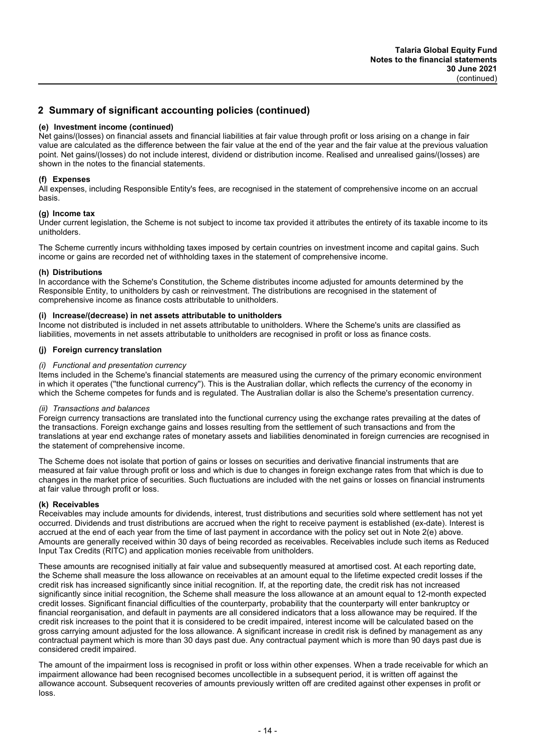## 2 Summary of significant accounting policies (continued)

### (e) Investment income (continued)

Net gains/(losses) on financial assets and financial liabilities at fair value through profit or loss arising on a change in fair value are calculated as the difference between the fair value at the end of the year and the fair value at the previous valuation point. Net gains/(losses) do not include interest, dividend or distribution income. Realised and unrealised gains/(losses) are shown in the notes to the financial statements.

### (f) Expenses

All expenses, including Responsible Entity's fees, are recognised in the statement of comprehensive income on an accrual basis.

### (g) Income tax

Under current legislation, the Scheme is not subject to income tax provided it attributes the entirety of its taxable income to its unitholders.

The Scheme currently incurs withholding taxes imposed by certain countries on investment income and capital gains. Such income or gains are recorded net of withholding taxes in the statement of comprehensive income.

### (h) Distributions

In accordance with the Scheme's Constitution, the Scheme distributes income adjusted for amounts determined by the Responsible Entity, to unitholders by cash or reinvestment. The distributions are recognised in the statement of comprehensive income as finance costs attributable to unitholders.

### (i) Increase/(decrease) in net assets attributable to unitholders

Income not distributed is included in net assets attributable to unitholders. Where the Scheme's units are classified as liabilities, movements in net assets attributable to unitholders are recognised in profit or loss as finance costs.

### (j) Foreign currency translation

*(i) Functional and presentation currency*

Items included in the Scheme's financial statements are measured using the currency of the primary economic environment in which it operates ("the functional currency"). This is the Australian dollar, which reflects the currency of the economy in which the Scheme competes for funds and is regulated. The Australian dollar is also the Scheme's presentation currency.

*(ii) Transactions and balances*

Foreign currency transactions are translated into the functional currency using the exchange rates prevailing at the dates of the transactions. Foreign exchange gains and losses resulting from the settlement of such transactions and from the translations at year end exchange rates of monetary assets and liabilities denominated in foreign currencies are recognised in the statement of comprehensive income.

The Scheme does not isolate that portion of gains or losses on securities and derivative financial instruments that are measured at fair value through profit or loss and which is due to changes in foreign exchange rates from that which is due to changes in the market price of securities. Such fluctuations are included with the net gains or losses on financial instruments at fair value through profit or loss.

### (k) Receivables

Receivables may include amounts for dividends, interest, trust distributions and securities sold where settlement has not yet occurred. Dividends and trust distributions are accrued when the right to receive payment is established (ex-date). Interest is accrued at the end of each year from the time of last payment in accordance with the policy set out in Note 2(e) above. Amounts are generally received within 30 days of being recorded as receivables. Receivables include such items as Reduced Input Tax Credits (RITC) and application monies receivable from unitholders.

These amounts are recognised initially at fair value and subsequently measured at amortised cost. At each reporting date, the Scheme shall measure the loss allowance on receivables at an amount equal to the lifetime expected credit losses if the credit risk has increased significantly since initial recognition. If, at the reporting date, the credit risk has not increased significantly since initial recognition, the Scheme shall measure the loss allowance at an amount equal to 12-month expected credit losses. Significant financial difficulties of the counterparty, probability that the counterparty will enter bankruptcy or financial reorganisation, and default in payments are all considered indicators that a loss allowance may be required. If the credit risk increases to the point that it is considered to be credit impaired, interest income will be calculated based on the gross carrying amount adjusted for the loss allowance. A significant increase in credit risk is defined by management as any contractual payment which is more than 30 days past due. Any contractual payment which is more than 90 days past due is considered credit impaired.

The amount of the impairment loss is recognised in profit or loss within other expenses. When a trade receivable for which an impairment allowance had been recognised becomes uncollectible in a subsequent period, it is written off against the allowance account. Subsequent recoveries of amounts previously written off are credited against other expenses in profit or loss.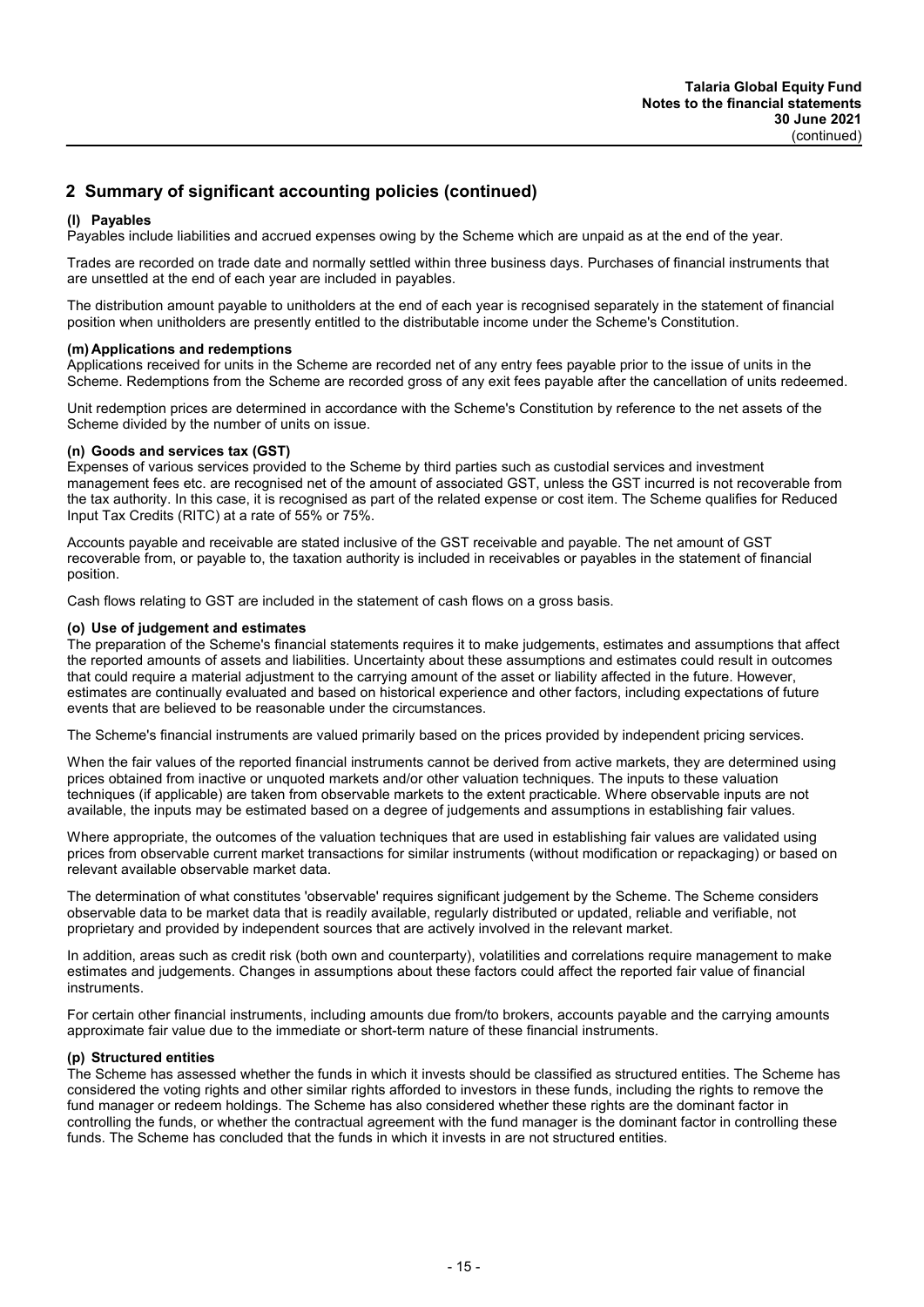## 2 Summary of significant accounting policies (continued)

### (l) Payables

Payables include liabilities and accrued expenses owing by the Scheme which are unpaid as at the end of the year.

Trades are recorded on trade date and normally settled within three business days. Purchases of financial instruments that are unsettled at the end of each year are included in payables.

The distribution amount payable to unitholders at the end of each year is recognised separately in the statement of financial position when unitholders are presently entitled to the distributable income under the Scheme's Constitution.

### (m) Applications and redemptions

Applications received for units in the Scheme are recorded net of any entry fees payable prior to the issue of units in the Scheme. Redemptions from the Scheme are recorded gross of any exit fees payable after the cancellation of units redeemed.

Unit redemption prices are determined in accordance with the Scheme's Constitution by reference to the net assets of the Scheme divided by the number of units on issue.

### (n) Goods and services tax (GST)

Expenses of various services provided to the Scheme by third parties such as custodial services and investment management fees etc. are recognised net of the amount of associated GST, unless the GST incurred is not recoverable from the tax authority. In this case, it is recognised as part of the related expense or cost item. The Scheme qualifies for Reduced Input Tax Credits (RITC) at a rate of 55% or 75%.

Accounts payable and receivable are stated inclusive of the GST receivable and payable. The net amount of GST recoverable from, or payable to, the taxation authority is included in receivables or payables in the statement of financial position.

Cash flows relating to GST are included in the statement of cash flows on a gross basis.

### (o) Use of judgement and estimates

The preparation of the Scheme's financial statements requires it to make judgements, estimates and assumptions that affect the reported amounts of assets and liabilities. Uncertainty about these assumptions and estimates could result in outcomes that could require a material adjustment to the carrying amount of the asset or liability affected in the future. However, estimates are continually evaluated and based on historical experience and other factors, including expectations of future events that are believed to be reasonable under the circumstances.

The Scheme's financial instruments are valued primarily based on the prices provided by independent pricing services.

When the fair values of the reported financial instruments cannot be derived from active markets, they are determined using prices obtained from inactive or unquoted markets and/or other valuation techniques. The inputs to these valuation techniques (if applicable) are taken from observable markets to the extent practicable. Where observable inputs are not available, the inputs may be estimated based on a degree of judgements and assumptions in establishing fair values.

Where appropriate, the outcomes of the valuation techniques that are used in establishing fair values are validated using prices from observable current market transactions for similar instruments (without modification or repackaging) or based on relevant available observable market data.

The determination of what constitutes 'observable' requires significant judgement by the Scheme. The Scheme considers observable data to be market data that is readily available, regularly distributed or updated, reliable and verifiable, not proprietary and provided by independent sources that are actively involved in the relevant market.

In addition, areas such as credit risk (both own and counterparty), volatilities and correlations require management to make estimates and judgements. Changes in assumptions about these factors could affect the reported fair value of financial instruments.

For certain other financial instruments, including amounts due from/to brokers, accounts payable and the carrying amounts approximate fair value due to the immediate or short-term nature of these financial instruments.

### (p) Structured entities

The Scheme has assessed whether the funds in which it invests should be classified as structured entities. The Scheme has considered the voting rights and other similar rights afforded to investors in these funds, including the rights to remove the fund manager or redeem holdings. The Scheme has also considered whether these rights are the dominant factor in controlling the funds, or whether the contractual agreement with the fund manager is the dominant factor in controlling these funds. The Scheme has concluded that the funds in which it invests in are not structured entities.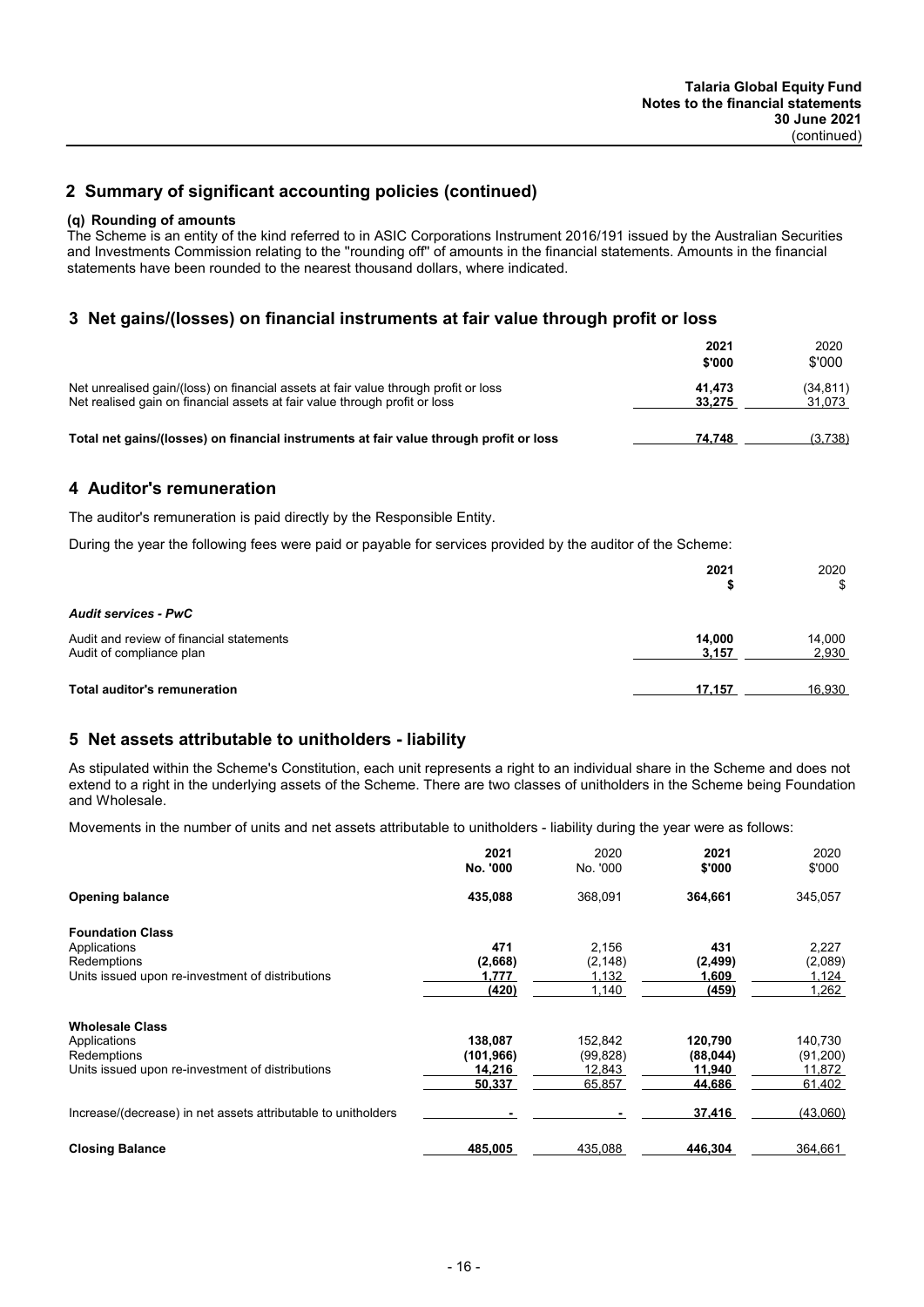## 2 Summary of significant accounting policies (continued)

**(q) Rounding of amounts**

The Scheme is an entity of the kind referred to in ASIC Corporations Instrument 2016/191 issued by the Australian Securities and Investments Commission relating to the "rounding off" of amounts in the financial statements. Amounts in the financial statements have been rounded to the nearest thousand dollars, where indicated.

## 3 Net gains/(losses) on financial instruments at fair value through profit or loss

| | 2021 $'000 | 2020 $'000 |
|---|---|---|
| Net unrealised gain/(loss) on financial assets at fair value through profit or loss | **41,473** | (34,811) |
| Net realised gain on financial assets at fair value through profit or loss | **33,275** | 31,073 |
| **Total net gains/(losses) on financial instruments at fair value through profit or loss** | **74,748** | (3,738) |

## 4 Auditor's remuneration

The auditor's remuneration is paid directly by the Responsible Entity.

During the year the following fees were paid or payable for services provided by the auditor of the Scheme:

| | 2021 $ | 2020 $ |
|---|---|---|
| ***Audit services - PwC*** | | |
| Audit and review of financial statements | **14,000** | 14,000 |
| Audit of compliance plan | **3,157** | 2,930 |
| **Total auditor's remuneration** | **17,157** | 16,930 |

## 5 Net assets attributable to unitholders - liability

As stipulated within the Scheme's Constitution, each unit represents a right to an individual share in the Scheme and does not extend to a right in the underlying assets of the Scheme. There are two classes of unitholders in the Scheme being Foundation and Wholesale.

Movements in the number of units and net assets attributable to unitholders - liability during the year were as follows:

| | 2021 No. '000 | 2020 No. '000 | 2021 $'000 | 2020 $'000 |
|---|---|---|---|---|
| **Opening balance** | **435,088** | 368,091 | **364,661** | 345,057 |
| **Foundation Class** | | | | |
| Applications | **471** | 2,156 | **431** | 2,227 |
| Redemptions | **(2,668)** | (2,148) | **(2,499)** | (2,089) |
| Units issued upon re-investment of distributions | **1,777** | 1,132 | **1,609** | 1,124 |
| | **(420)** | 1,140 | **(459)** | 1,262 |
| **Wholesale Class** | | | | |
| Applications | **138,087** | 152,842 | **120,790** | 140,730 |
| Redemptions | **(101,966)** | (99,828) | **(88,044)** | (91,200) |
| Units issued upon re-investment of distributions | **14,216** | 12,843 | **11,940** | 11,872 |
| | **50,337** | 65,857 | **44,686** | 61,402 |
| Increase/(decrease) in net assets attributable to unitholders | **-** | - | **37,416** | (43,060) |
| **Closing Balance** | **485,005** | 435,088 | **446,304** | 364,661 |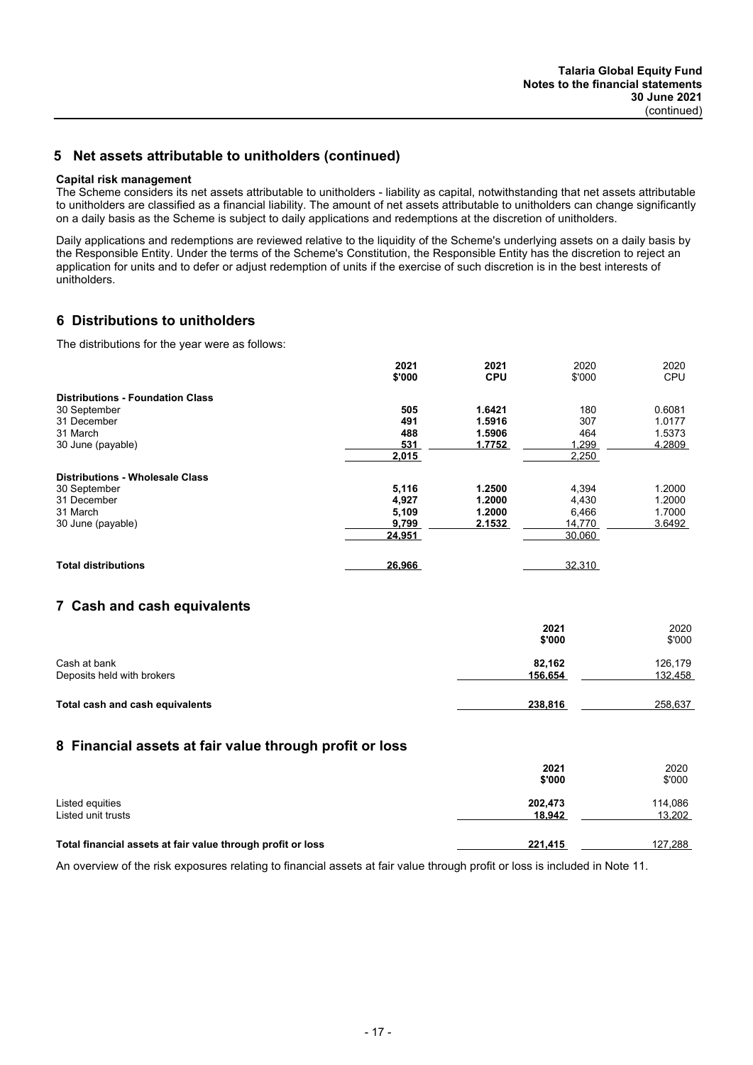## 5 Net assets attributable to unitholders (continued)

**Capital risk management**

The Scheme considers its net assets attributable to unitholders - liability as capital, notwithstanding that net assets attributable to unitholders are classified as a financial liability. The amount of net assets attributable to unitholders can change significantly on a daily basis as the Scheme is subject to daily applications and redemptions at the discretion of unitholders.

Daily applications and redemptions are reviewed relative to the liquidity of the Scheme's underlying assets on a daily basis by the Responsible Entity. Under the terms of the Scheme's Constitution, the Responsible Entity has the discretion to reject an application for units and to defer or adjust redemption of units if the exercise of such discretion is in the best interests of unitholders.

## 6 Distributions to unitholders

The distributions for the year were as follows:

| | 2021 $'000 | 2021 CPU | 2020 $'000 | 2020 CPU |
|---|---|---|---|---|
| **Distributions - Foundation Class** | | | | |
| 30 September | 505 | 1.6421 | 180 | 0.6081 |
| 31 December | 491 | 1.5916 | 307 | 1.0177 |
| 31 March | 488 | 1.5906 | 464 | 1.5373 |
| 30 June (payable) | 531 | 1.7752 | 1,299 | 4.2809 |
| | 2,015 | | 2,250 | |
| **Distributions - Wholesale Class** | | | | |
| 30 September | 5,116 | 1.2500 | 4,394 | 1.2000 |
| 31 December | 4,927 | 1.2000 | 4,430 | 1.2000 |
| 31 March | 5,109 | 1.2000 | 6,466 | 1.7000 |
| 30 June (payable) | 9,799 | 2.1532 | 14,770 | 3.6492 |
| | 24,951 | | 30,060 | |
| **Total distributions** | 26,966 | | 32,310 | |

## 7 Cash and cash equivalents

| | 2021 $'000 | 2020 $'000 |
|---|---|---|
| Cash at bank | 82,162 | 126,179 |
| Deposits held with brokers | 156,654 | 132,458 |
| **Total cash and cash equivalents** | 238,816 | 258,637 |

## 8 Financial assets at fair value through profit or loss

| | 2021 $'000 | 2020 $'000 |
|---|---|---|
| Listed equities | 202,473 | 114,086 |
| Listed unit trusts | 18,942 | 13,202 |
| **Total financial assets at fair value through profit or loss** | 221,415 | 127,288 |

An overview of the risk exposures relating to financial assets at fair value through profit or loss is included in Note 11.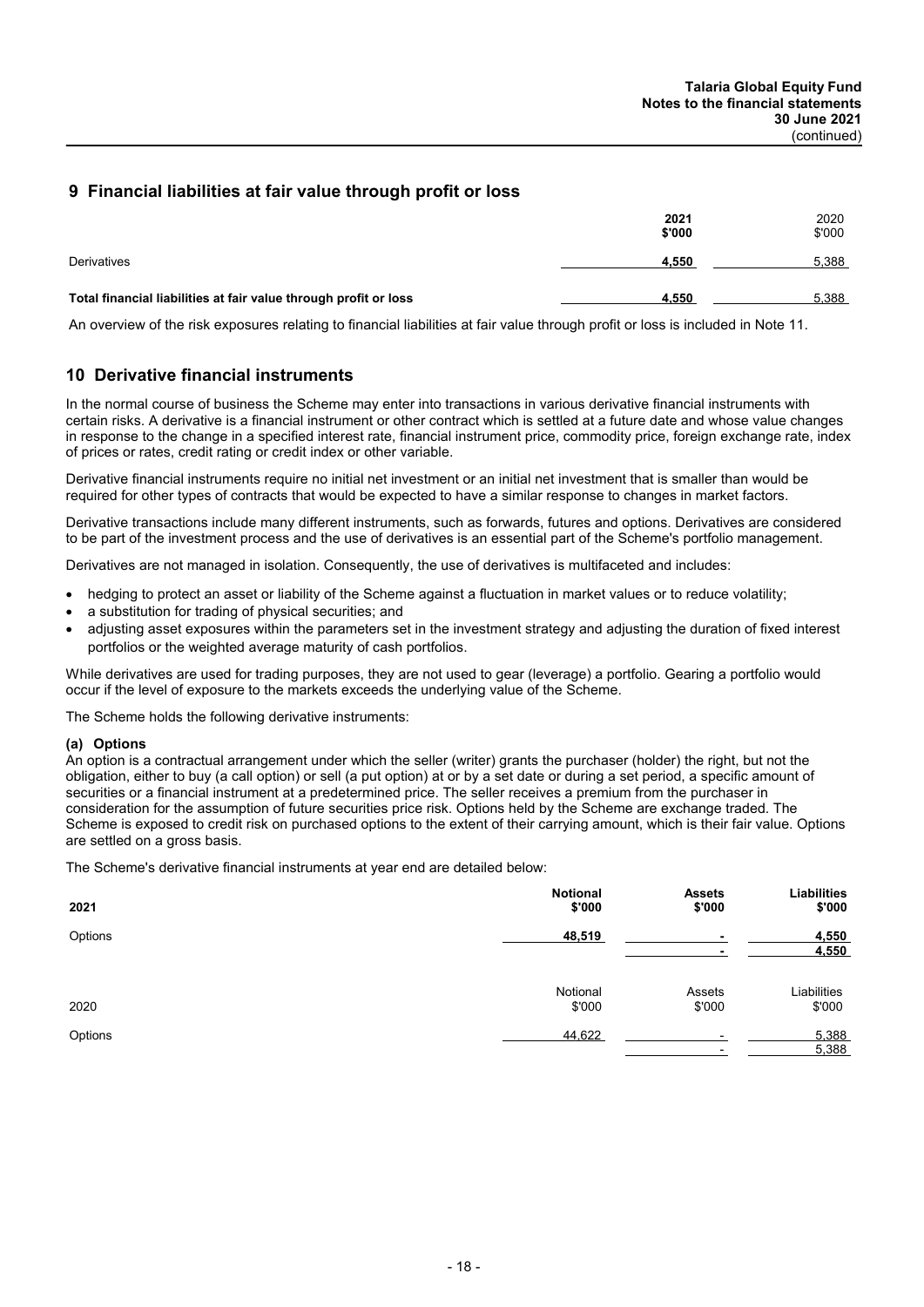## 9 Financial liabilities at fair value through profit or loss

| | 2021 $'000 | 2020 $'000 |
|---|---|---|
| Derivatives | **4,550** | 5,388 |
| **Total financial liabilities at fair value through profit or loss** | **4,550** | 5,388 |

An overview of the risk exposures relating to financial liabilities at fair value through profit or loss is included in Note 11.

## 10 Derivative financial instruments

In the normal course of business the Scheme may enter into transactions in various derivative financial instruments with certain risks. A derivative is a financial instrument or other contract which is settled at a future date and whose value changes in response to the change in a specified interest rate, financial instrument price, commodity price, foreign exchange rate, index of prices or rates, credit rating or credit index or other variable.

Derivative financial instruments require no initial net investment or an initial net investment that is smaller than would be required for other types of contracts that would be expected to have a similar response to changes in market factors.

Derivative transactions include many different instruments, such as forwards, futures and options. Derivatives are considered to be part of the investment process and the use of derivatives is an essential part of the Scheme's portfolio management.

Derivatives are not managed in isolation. Consequently, the use of derivatives is multifaceted and includes:

- hedging to protect an asset or liability of the Scheme against a fluctuation in market values or to reduce volatility;
- a substitution for trading of physical securities; and
- adjusting asset exposures within the parameters set in the investment strategy and adjusting the duration of fixed interest portfolios or the weighted average maturity of cash portfolios.

While derivatives are used for trading purposes, they are not used to gear (leverage) a portfolio. Gearing a portfolio would occur if the level of exposure to the markets exceeds the underlying value of the Scheme.

The Scheme holds the following derivative instruments:

**(a) Options**

An option is a contractual arrangement under which the seller (writer) grants the purchaser (holder) the right, but not the obligation, either to buy (a call option) or sell (a put option) at or by a set date or during a set period, a specific amount of securities or a financial instrument at a predetermined price. The seller receives a premium from the purchaser in consideration for the assumption of future securities price risk. Options held by the Scheme are exchange traded. The Scheme is exposed to credit risk on purchased options to the extent of their carrying amount, which is their fair value. Options are settled on a gross basis.

The Scheme's derivative financial instruments at year end are detailed below:

| **2021** | **Notional $'000** | **Assets $'000** | **Liabilities $'000** |
|---|---|---|---|
| Options | **48,519** | **-** | **4,550** |
| | | **-** | **4,550** |

| 2020 | Notional $'000 | Assets $'000 | Liabilities $'000 |
|---|---|---|---|
| Options | 44,622 | - | 5,388 |
| | | - | 5,388 |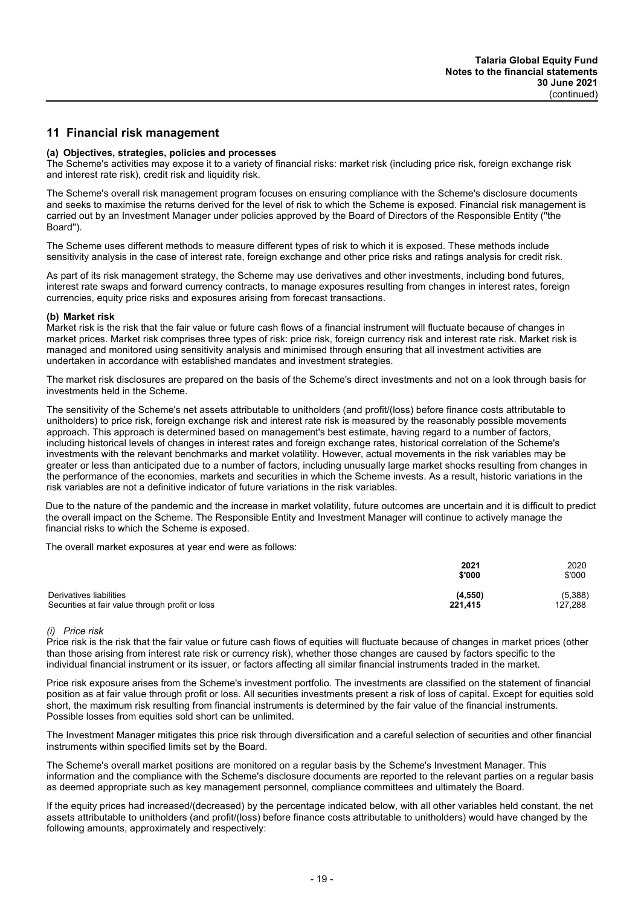## 11 Financial risk management

**(a) Objectives, strategies, policies and processes**

The Scheme's activities may expose it to a variety of financial risks: market risk (including price risk, foreign exchange risk and interest rate risk), credit risk and liquidity risk.

The Scheme's overall risk management program focuses on ensuring compliance with the Scheme's disclosure documents and seeks to maximise the returns derived for the level of risk to which the Scheme is exposed. Financial risk management is carried out by an Investment Manager under policies approved by the Board of Directors of the Responsible Entity ("the Board").

The Scheme uses different methods to measure different types of risk to which it is exposed. These methods include sensitivity analysis in the case of interest rate, foreign exchange and other price risks and ratings analysis for credit risk.

As part of its risk management strategy, the Scheme may use derivatives and other investments, including bond futures, interest rate swaps and forward currency contracts, to manage exposures resulting from changes in interest rates, foreign currencies, equity price risks and exposures arising from forecast transactions.

**(b) Market risk**

Market risk is the risk that the fair value or future cash flows of a financial instrument will fluctuate because of changes in market prices. Market risk comprises three types of risk: price risk, foreign currency risk and interest rate risk. Market risk is managed and monitored using sensitivity analysis and minimised through ensuring that all investment activities are undertaken in accordance with established mandates and investment strategies.

The market risk disclosures are prepared on the basis of the Scheme's direct investments and not on a look through basis for investments held in the Scheme.

The sensitivity of the Scheme's net assets attributable to unitholders (and profit/(loss) before finance costs attributable to unitholders) to price risk, foreign exchange risk and interest rate risk is measured by the reasonably possible movements approach. This approach is determined based on management's best estimate, having regard to a number of factors, including historical levels of changes in interest rates and foreign exchange rates, historical correlation of the Scheme's investments with the relevant benchmarks and market volatility. However, actual movements in the risk variables may be greater or less than anticipated due to a number of factors, including unusually large market shocks resulting from changes in the performance of the economies, markets and securities in which the Scheme invests. As a result, historic variations in the risk variables are not a definitive indicator of future variations in the risk variables.

Due to the nature of the pandemic and the increase in market volatility, future outcomes are uncertain and it is difficult to predict the overall impact on the Scheme. The Responsible Entity and Investment Manager will continue to actively manage the financial risks to which the Scheme is exposed.

The overall market exposures at year end were as follows:

| | **2021** **$'000** | 2020 $'000 |
|---|---|---|
| Derivatives liabilities | **(4,550)** | (5,388) |
| Securities at fair value through profit or loss | **221,415** | 127,288 |

*(i) Price risk*

Price risk is the risk that the fair value or future cash flows of equities will fluctuate because of changes in market prices (other than those arising from interest rate risk or currency risk), whether those changes are caused by factors specific to the individual financial instrument or its issuer, or factors affecting all similar financial instruments traded in the market.

Price risk exposure arises from the Scheme's investment portfolio. The investments are classified on the statement of financial position as at fair value through profit or loss. All securities investments present a risk of loss of capital. Except for equities sold short, the maximum risk resulting from financial instruments is determined by the fair value of the financial instruments. Possible losses from equities sold short can be unlimited.

The Investment Manager mitigates this price risk through diversification and a careful selection of securities and other financial instruments within specified limits set by the Board.

The Scheme's overall market positions are monitored on a regular basis by the Scheme's Investment Manager. This information and the compliance with the Scheme's disclosure documents are reported to the relevant parties on a regular basis as deemed appropriate such as key management personnel, compliance committees and ultimately the Board.

If the equity prices had increased/(decreased) by the percentage indicated below, with all other variables held constant, the net assets attributable to unitholders (and profit/(loss) before finance costs attributable to unitholders) would have changed by the following amounts, approximately and respectively: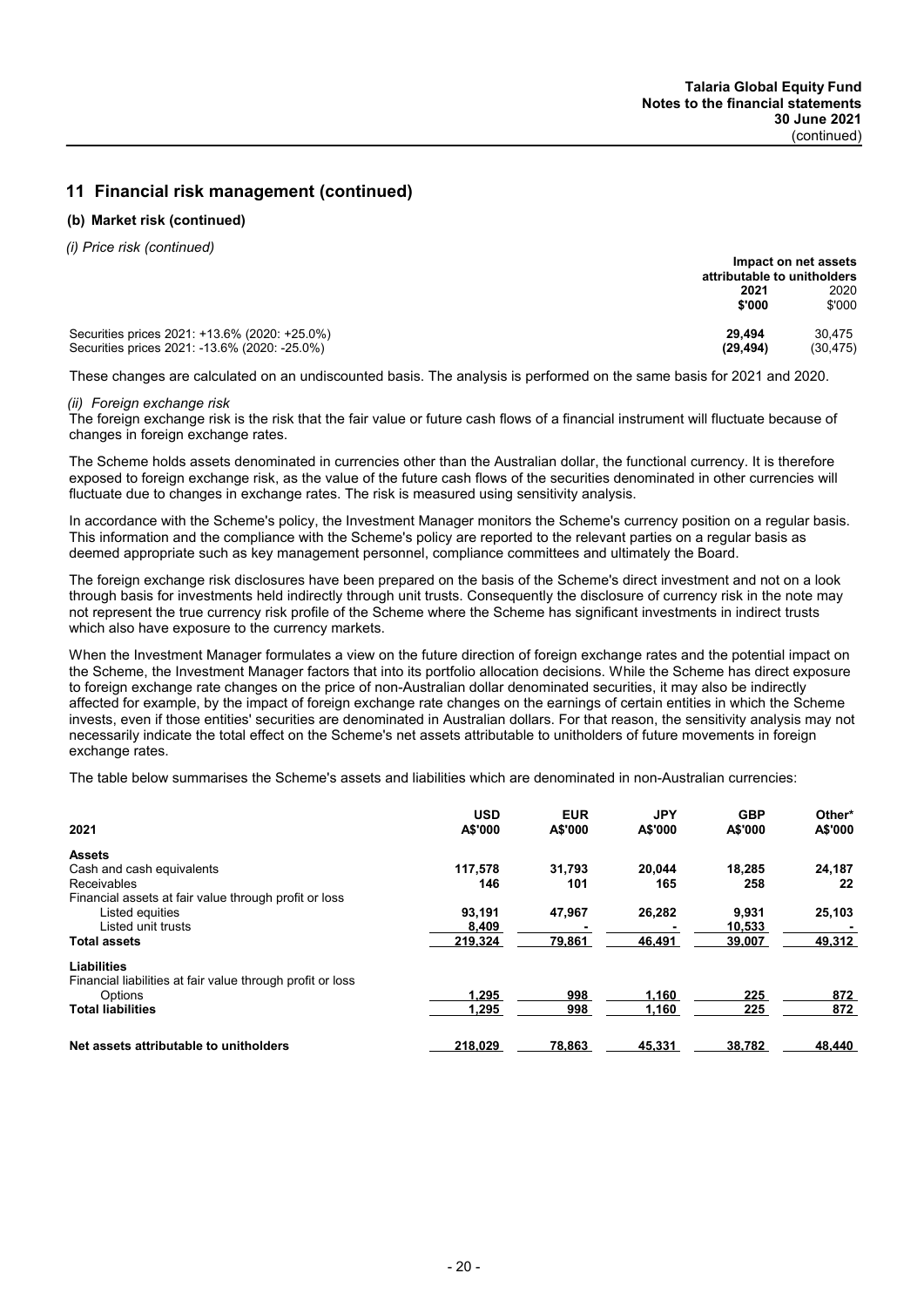## 11 Financial risk management (continued)

### (b) Market risk (continued)

*(i) Price risk (continued)*

| | Impact on net assets attributable to unitholders | |
|---|---|---|
| | **2021** | 2020 |
| | **$'000** | $'000 |
| Securities prices 2021: +13.6% (2020: +25.0%) | **29,494** | 30,475 |
| Securities prices 2021: -13.6% (2020: -25.0%) | **(29,494)** | (30,475) |

These changes are calculated on an undiscounted basis. The analysis is performed on the same basis for 2021 and 2020.

*(ii) Foreign exchange risk*

The foreign exchange risk is the risk that the fair value or future cash flows of a financial instrument will fluctuate because of changes in foreign exchange rates.

The Scheme holds assets denominated in currencies other than the Australian dollar, the functional currency. It is therefore exposed to foreign exchange risk, as the value of the future cash flows of the securities denominated in other currencies will fluctuate due to changes in exchange rates. The risk is measured using sensitivity analysis.

In accordance with the Scheme's policy, the Investment Manager monitors the Scheme's currency position on a regular basis. This information and the compliance with the Scheme's policy are reported to the relevant parties on a regular basis as deemed appropriate such as key management personnel, compliance committees and ultimately the Board.

The foreign exchange risk disclosures have been prepared on the basis of the Scheme's direct investment and not on a look through basis for investments held indirectly through unit trusts. Consequently the disclosure of currency risk in the note may not represent the true currency risk profile of the Scheme where the Scheme has significant investments in indirect trusts which also have exposure to the currency markets.

When the Investment Manager formulates a view on the future direction of foreign exchange rates and the potential impact on the Scheme, the Investment Manager factors that into its portfolio allocation decisions. While the Scheme has direct exposure to foreign exchange rate changes on the price of non-Australian dollar denominated securities, it may also be indirectly affected for example, by the impact of foreign exchange rate changes on the earnings of certain entities in which the Scheme invests, even if those entities' securities are denominated in Australian dollars. For that reason, the sensitivity analysis may not necessarily indicate the total effect on the Scheme's net assets attributable to unitholders of future movements in foreign exchange rates.

The table below summarises the Scheme's assets and liabilities which are denominated in non-Australian currencies:

| 2021 | USD A$'000 | EUR A$'000 | JPY A$'000 | GBP A$'000 | Other* A$'000 |
|---|---|---|---|---|---|
| **Assets** | | | | | |
| Cash and cash equivalents | **117,578** | **31,793** | **20,044** | **18,285** | **24,187** |
| Receivables | **146** | **101** | **165** | **258** | **22** |
| Financial assets at fair value through profit or loss | | | | | |
| Listed equities | **93,191** | **47,967** | **26,282** | **9,931** | **25,103** |
| Listed unit trusts | **8,409** | **-** | **-** | **10,533** | **-** |
| **Total assets** | **219,324** | **79,861** | **46,491** | **39,007** | **49,312** |
| **Liabilities** | | | | | |
| Financial liabilities at fair value through profit or loss | | | | | |
| Options | **1,295** | **998** | **1,160** | **225** | **872** |
| **Total liabilities** | **1,295** | **998** | **1,160** | **225** | **872** |
| **Net assets attributable to unitholders** | **218,029** | **78,863** | **45,331** | **38,782** | **48,440** |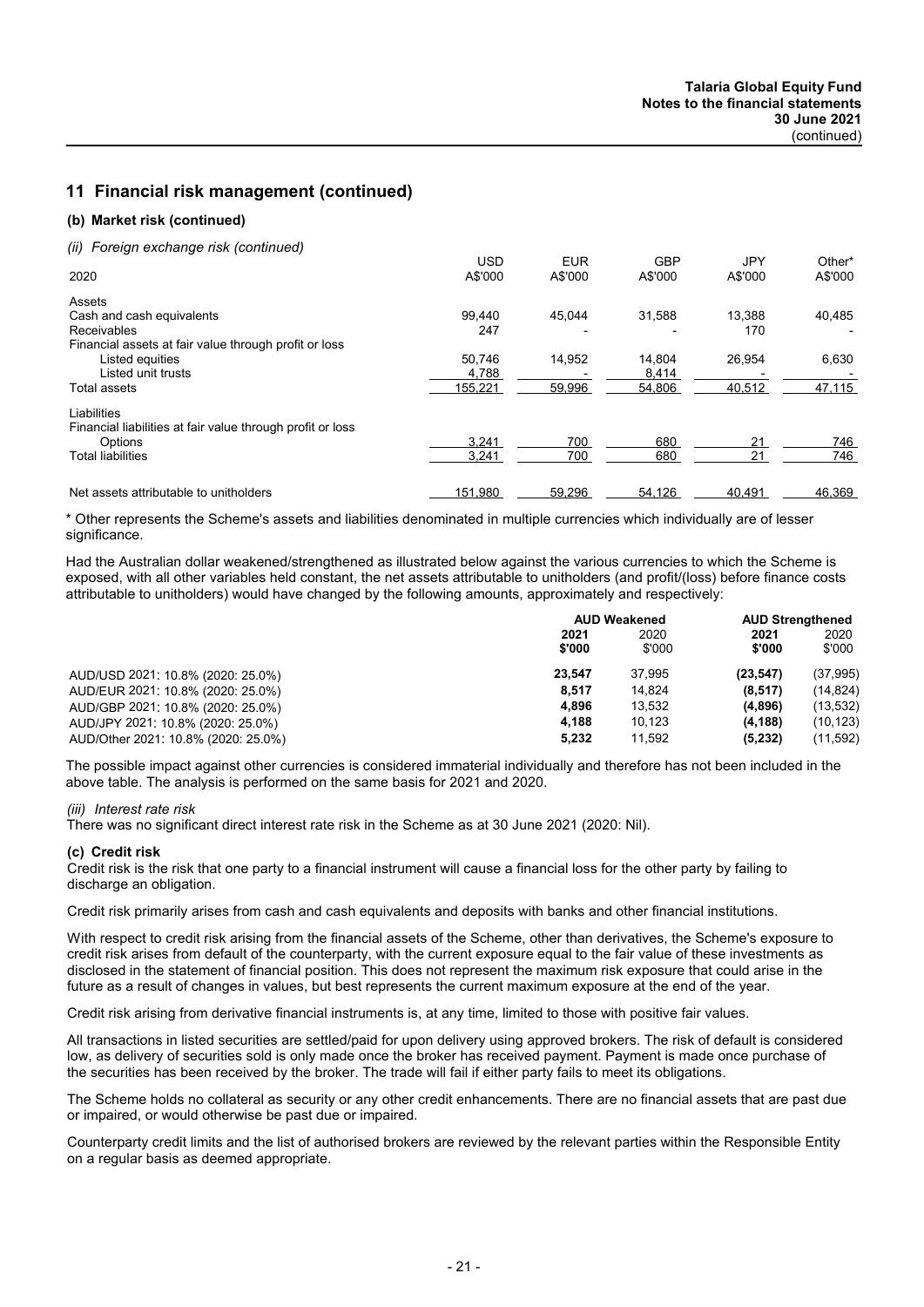## 11 Financial risk management (continued)

### (b) Market risk (continued)

*(ii) Foreign exchange risk (continued)*

| 2020 | USD A$'000 | EUR A$'000 | GBP A$'000 | JPY A$'000 | Other* A$'000 |
|---|---|---|---|---|---|
| Assets | | | | | |
| Cash and cash equivalents | 99,440 | 45,044 | 31,588 | 13,388 | 40,485 |
| Receivables | 247 | - | - | 170 | - |
| Financial assets at fair value through profit or loss | | | | | |
| Listed equities | 50,746 | 14,952 | 14,804 | 26,954 | 6,630 |
| Listed unit trusts | 4,788 | - | 8,414 | - | - |
| Total assets | 155,221 | 59,996 | 54,806 | 40,512 | 47,115 |
| Liabilities | | | | | |
| Financial liabilities at fair value through profit or loss | | | | | |
| Options | 3,241 | 700 | 680 | 21 | 746 |
| Total liabilities | 3,241 | 700 | 680 | 21 | 746 |
| Net assets attributable to unitholders | 151,980 | 59,296 | 54,126 | 40,491 | 46,369 |

\* Other represents the Scheme's assets and liabilities denominated in multiple currencies which individually are of lesser significance.

Had the Australian dollar weakened/strengthened as illustrated below against the various currencies to which the Scheme is exposed, with all other variables held constant, the net assets attributable to unitholders (and profit/(loss) before finance costs attributable to unitholders) would have changed by the following amounts, approximately and respectively:

| | AUD Weakened | | AUD Strengthened | |
|---|---|---|---|---|
| | **2021 $'000** | 2020 $'000 | **2021 $'000** | 2020 $'000 |
| AUD/USD 2021: 10.8% (2020: 25.0%) | **23,547** | 37,995 | **(23,547)** | (37,995) |
| AUD/EUR 2021: 10.8% (2020: 25.0%) | **8,517** | 14,824 | **(8,517)** | (14,824) |
| AUD/GBP 2021: 10.8% (2020: 25.0%) | **4,896** | 13,532 | **(4,896)** | (13,532) |
| AUD/JPY 2021: 10.8% (2020: 25.0%) | **4,188** | 10,123 | **(4,188)** | (10,123) |
| AUD/Other 2021: 10.8% (2020: 25.0%) | **5,232** | 11,592 | **(5,232)** | (11,592) |

The possible impact against other currencies is considered immaterial individually and therefore has not been included in the above table. The analysis is performed on the same basis for 2021 and 2020.

*(iii) Interest rate risk*

There was no significant direct interest rate risk in the Scheme as at 30 June 2021 (2020: Nil).

### (c) Credit risk

Credit risk is the risk that one party to a financial instrument will cause a financial loss for the other party by failing to discharge an obligation.

Credit risk primarily arises from cash and cash equivalents and deposits with banks and other financial institutions.

With respect to credit risk arising from the financial assets of the Scheme, other than derivatives, the Scheme's exposure to credit risk arises from default of the counterparty, with the current exposure equal to the fair value of these investments as disclosed in the statement of financial position. This does not represent the maximum risk exposure that could arise in the future as a result of changes in values, but best represents the current maximum exposure at the end of the year.

Credit risk arising from derivative financial instruments is, at any time, limited to those with positive fair values.

All transactions in listed securities are settled/paid for upon delivery using approved brokers. The risk of default is considered low, as delivery of securities sold is only made once the broker has received payment. Payment is made once purchase of the securities has been received by the broker. The trade will fail if either party fails to meet its obligations.

The Scheme holds no collateral as security or any other credit enhancements. There are no financial assets that are past due or impaired, or would otherwise be past due or impaired.

Counterparty credit limits and the list of authorised brokers are reviewed by the relevant parties within the Responsible Entity on a regular basis as deemed appropriate.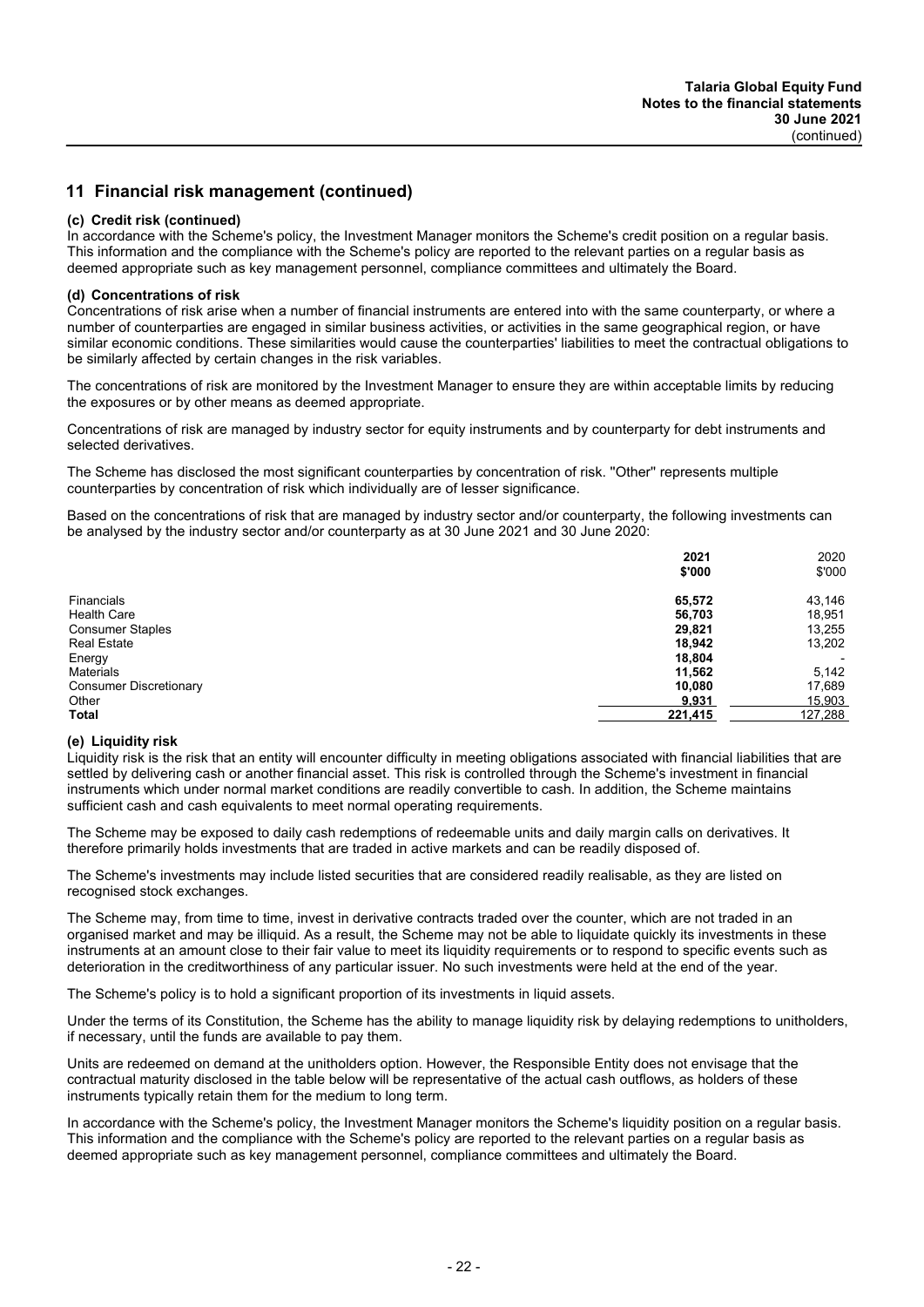## 11 Financial risk management (continued)

### (c) Credit risk (continued)

In accordance with the Scheme's policy, the Investment Manager monitors the Scheme's credit position on a regular basis. This information and the compliance with the Scheme's policy are reported to the relevant parties on a regular basis as deemed appropriate such as key management personnel, compliance committees and ultimately the Board.

### (d) Concentrations of risk

Concentrations of risk arise when a number of financial instruments are entered into with the same counterparty, or where a number of counterparties are engaged in similar business activities, or activities in the same geographical region, or have similar economic conditions. These similarities would cause the counterparties' liabilities to meet the contractual obligations to be similarly affected by certain changes in the risk variables.

The concentrations of risk are monitored by the Investment Manager to ensure they are within acceptable limits by reducing the exposures or by other means as deemed appropriate.

Concentrations of risk are managed by industry sector for equity instruments and by counterparty for debt instruments and selected derivatives.

The Scheme has disclosed the most significant counterparties by concentration of risk. "Other" represents multiple counterparties by concentration of risk which individually are of lesser significance.

Based on the concentrations of risk that are managed by industry sector and/or counterparty, the following investments can be analysed by the industry sector and/or counterparty as at 30 June 2021 and 30 June 2020:

| | **2021** | 2020 |
|---|---|---|
| | **$'000** | $'000 |
| Financials | **65,572** | 43,146 |
| Health Care | **56,703** | 18,951 |
| Consumer Staples | **29,821** | 13,255 |
| Real Estate | **18,942** | 13,202 |
| Energy | **18,804** | - |
| Materials | **11,562** | 5,142 |
| Consumer Discretionary | **10,080** | 17,689 |
| Other | **9,931** | 15,903 |
| **Total** | **221,415** | 127,288 |

### (e) Liquidity risk

Liquidity risk is the risk that an entity will encounter difficulty in meeting obligations associated with financial liabilities that are settled by delivering cash or another financial asset. This risk is controlled through the Scheme's investment in financial instruments which under normal market conditions are readily convertible to cash. In addition, the Scheme maintains sufficient cash and cash equivalents to meet normal operating requirements.

The Scheme may be exposed to daily cash redemptions of redeemable units and daily margin calls on derivatives. It therefore primarily holds investments that are traded in active markets and can be readily disposed of.

The Scheme's investments may include listed securities that are considered readily realisable, as they are listed on recognised stock exchanges.

The Scheme may, from time to time, invest in derivative contracts traded over the counter, which are not traded in an organised market and may be illiquid. As a result, the Scheme may not be able to liquidate quickly its investments in these instruments at an amount close to their fair value to meet its liquidity requirements or to respond to specific events such as deterioration in the creditworthiness of any particular issuer. No such investments were held at the end of the year.

The Scheme's policy is to hold a significant proportion of its investments in liquid assets.

Under the terms of its Constitution, the Scheme has the ability to manage liquidity risk by delaying redemptions to unitholders, if necessary, until the funds are available to pay them.

Units are redeemed on demand at the unitholders option. However, the Responsible Entity does not envisage that the contractual maturity disclosed in the table below will be representative of the actual cash outflows, as holders of these instruments typically retain them for the medium to long term.

In accordance with the Scheme's policy, the Investment Manager monitors the Scheme's liquidity position on a regular basis. This information and the compliance with the Scheme's policy are reported to the relevant parties on a regular basis as deemed appropriate such as key management personnel, compliance committees and ultimately the Board.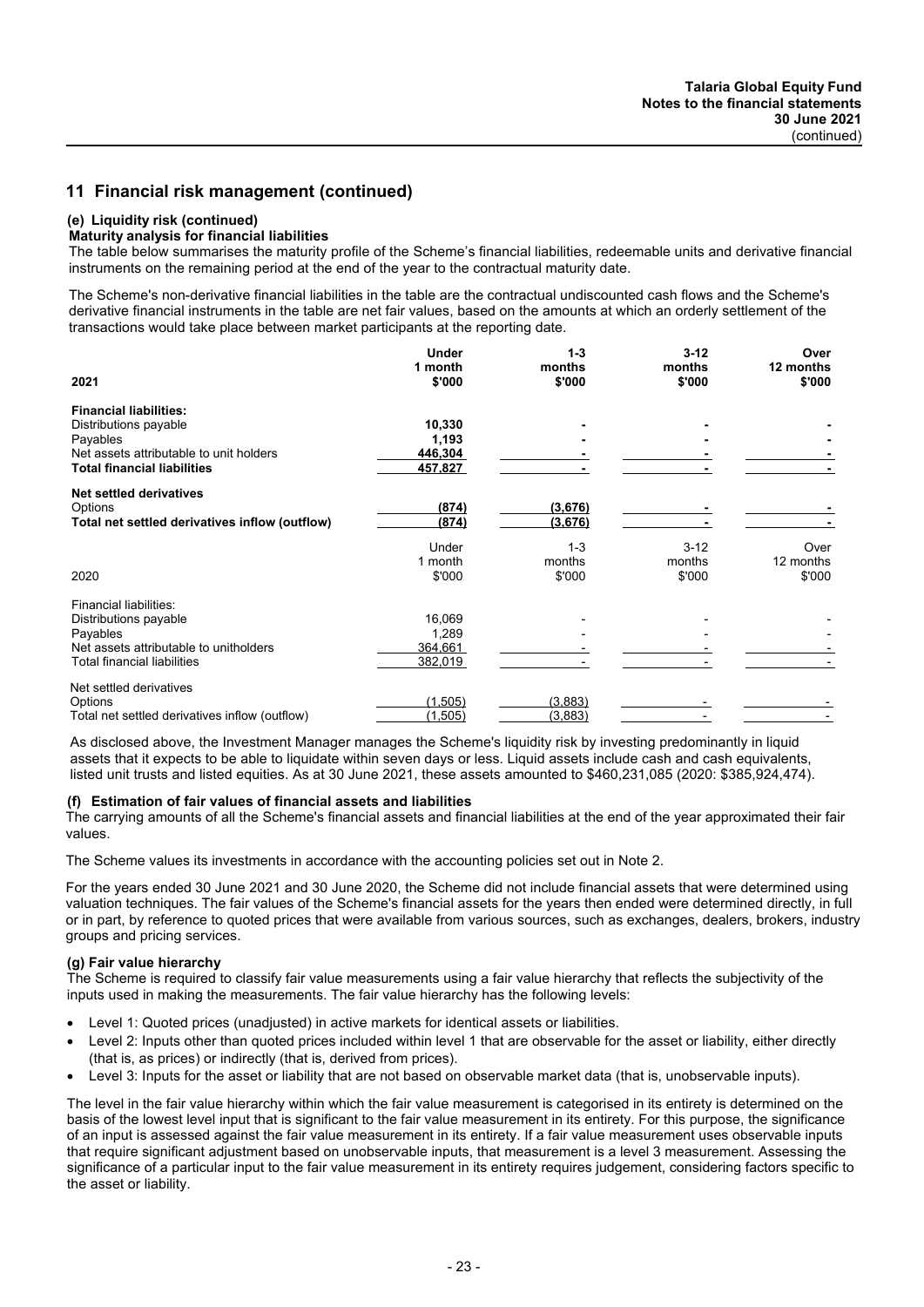## 11 Financial risk management (continued)

### (e) Liquidity risk (continued)

**Maturity analysis for financial liabilities**

The table below summarises the maturity profile of the Scheme's financial liabilities, redeemable units and derivative financial instruments on the remaining period at the end of the year to the contractual maturity date.

The Scheme's non-derivative financial liabilities in the table are the contractual undiscounted cash flows and the Scheme's derivative financial instruments in the table are net fair values, based on the amounts at which an orderly settlement of the transactions would take place between market participants at the reporting date.

| **2021** | **Under 1 month \$'000** | **1-3 months \$'000** | **3-12 months \$'000** | **Over 12 months \$'000** |
|---|---|---|---|---|
| **Financial liabilities:** | | | | |
| Distributions payable | **10,330** | **-** | **-** | **-** |
| Payables | **1,193** | **-** | **-** | **-** |
| Net assets attributable to unit holders | **446,304** | **-** | **-** | **-** |
| **Total financial liabilities** | **457,827** | **-** | **-** | **-** |
| **Net settled derivatives** | | | | |
| Options | **(874)** | **(3,676)** | **-** | **-** |
| **Total net settled derivatives inflow (outflow)** | **(874)** | **(3,676)** | **-** | **-** |

| 2020 | Under 1 month \$'000 | 1-3 months \$'000 | 3-12 months \$'000 | Over 12 months \$'000 |
|---|---|---|---|---|
| Financial liabilities: | | | | |
| Distributions payable | 16,069 | - | - | - |
| Payables | 1,289 | - | - | - |
| Net assets attributable to unitholders | 364,661 | - | - | - |
| Total financial liabilities | 382,019 | - | - | - |
| Net settled derivatives | | | | |
| Options | (1,505) | (3,883) | - | - |
| Total net settled derivatives inflow (outflow) | (1,505) | (3,883) | - | - |

As disclosed above, the Investment Manager manages the Scheme's liquidity risk by investing predominantly in liquid assets that it expects to be able to liquidate within seven days or less. Liquid assets include cash and cash equivalents, listed unit trusts and listed equities. As at 30 June 2021, these assets amounted to \$460,231,085 (2020: \$385,924,474).

### (f) Estimation of fair values of financial assets and liabilities

The carrying amounts of all the Scheme's financial assets and financial liabilities at the end of the year approximated their fair values.

The Scheme values its investments in accordance with the accounting policies set out in Note 2.

For the years ended 30 June 2021 and 30 June 2020, the Scheme did not include financial assets that were determined using valuation techniques. The fair values of the Scheme's financial assets for the years then ended were determined directly, in full or in part, by reference to quoted prices that were available from various sources, such as exchanges, dealers, brokers, industry groups and pricing services.

### (g) Fair value hierarchy

The Scheme is required to classify fair value measurements using a fair value hierarchy that reflects the subjectivity of the inputs used in making the measurements. The fair value hierarchy has the following levels:

- Level 1: Quoted prices (unadjusted) in active markets for identical assets or liabilities.
- Level 2: Inputs other than quoted prices included within level 1 that are observable for the asset or liability, either directly (that is, as prices) or indirectly (that is, derived from prices).
- Level 3: Inputs for the asset or liability that are not based on observable market data (that is, unobservable inputs).

The level in the fair value hierarchy within which the fair value measurement is categorised in its entirety is determined on the basis of the lowest level input that is significant to the fair value measurement in its entirety. For this purpose, the significance of an input is assessed against the fair value measurement in its entirety. If a fair value measurement uses observable inputs that require significant adjustment based on unobservable inputs, that measurement is a level 3 measurement. Assessing the significance of a particular input to the fair value measurement in its entirety requires judgement, considering factors specific to the asset or liability.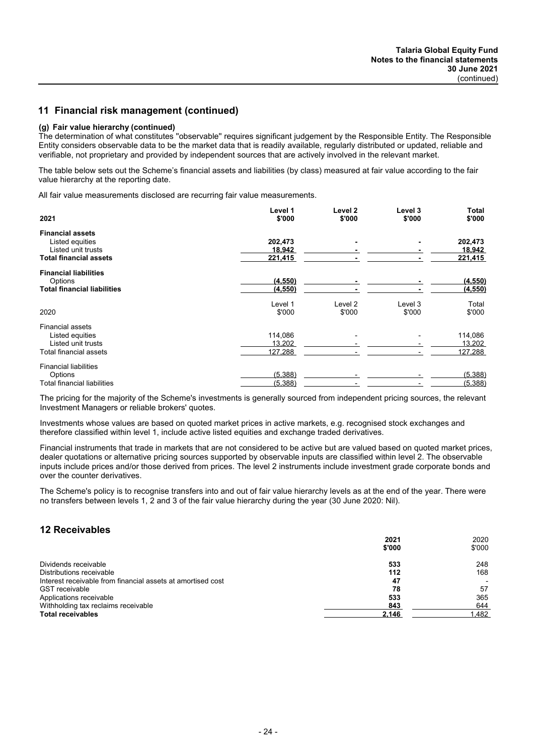## 11 Financial risk management (continued)

### (g) Fair value hierarchy (continued)

The determination of what constitutes "observable" requires significant judgement by the Responsible Entity. The Responsible Entity considers observable data to be the market data that is readily available, regularly distributed or updated, reliable and verifiable, not proprietary and provided by independent sources that are actively involved in the relevant market.

The table below sets out the Scheme's financial assets and liabilities (by class) measured at fair value according to the fair value hierarchy at the reporting date.

All fair value measurements disclosed are recurring fair value measurements.

| **2021** | **Level 1 \$'000** | **Level 2 \$'000** | **Level 3 \$'000** | **Total \$'000** |
|---|---|---|---|---|
| **Financial assets** | | | | |
| Listed equities | **202,473** | **-** | **-** | **202,473** |
| Listed unit trusts | **18,942** | **-** | **-** | **18,942** |
| **Total financial assets** | **221,415** | **-** | **-** | **221,415** |
| **Financial liabilities** | | | | |
| Options | **(4,550)** | **-** | **-** | **(4,550)** |
| **Total financial liabilities** | **(4,550)** | **-** | **-** | **(4,550)** |

| 2020 | Level 1 \$'000 | Level 2 \$'000 | Level 3 \$'000 | Total \$'000 |
|---|---|---|---|---|
| Financial assets | | | | |
| Listed equities | 114,086 | - | - | 114,086 |
| Listed unit trusts | 13,202 | - | - | 13,202 |
| Total financial assets | 127,288 | - | - | 127,288 |
| Financial liabilities | | | | |
| Options | (5,388) | - | - | (5,388) |
| Total financial liabilities | (5,388) | - | - | (5,388) |

The pricing for the majority of the Scheme's investments is generally sourced from independent pricing sources, the relevant Investment Managers or reliable brokers' quotes.

Investments whose values are based on quoted market prices in active markets, e.g. recognised stock exchanges and therefore classified within level 1, include active listed equities and exchange traded derivatives.

Financial instruments that trade in markets that are not considered to be active but are valued based on quoted market prices, dealer quotations or alternative pricing sources supported by observable inputs are classified within level 2. The observable inputs include prices and/or those derived from prices. The level 2 instruments include investment grade corporate bonds and over the counter derivatives.

The Scheme's policy is to recognise transfers into and out of fair value hierarchy levels as at the end of the year. There were no transfers between levels 1, 2 and 3 of the fair value hierarchy during the year (30 June 2020: Nil).

## 12 Receivables

| | **2021 \$'000** | 2020 \$'000 |
|---|---|---|
| Dividends receivable | **533** | 248 |
| Distributions receivable | **112** | 168 |
| Interest receivable from financial assets at amortised cost | **47** | - |
| GST receivable | **78** | 57 |
| Applications receivable | **533** | 365 |
| Withholding tax reclaims receivable | **843** | 644 |
| **Total receivables** | **2,146** | 1,482 |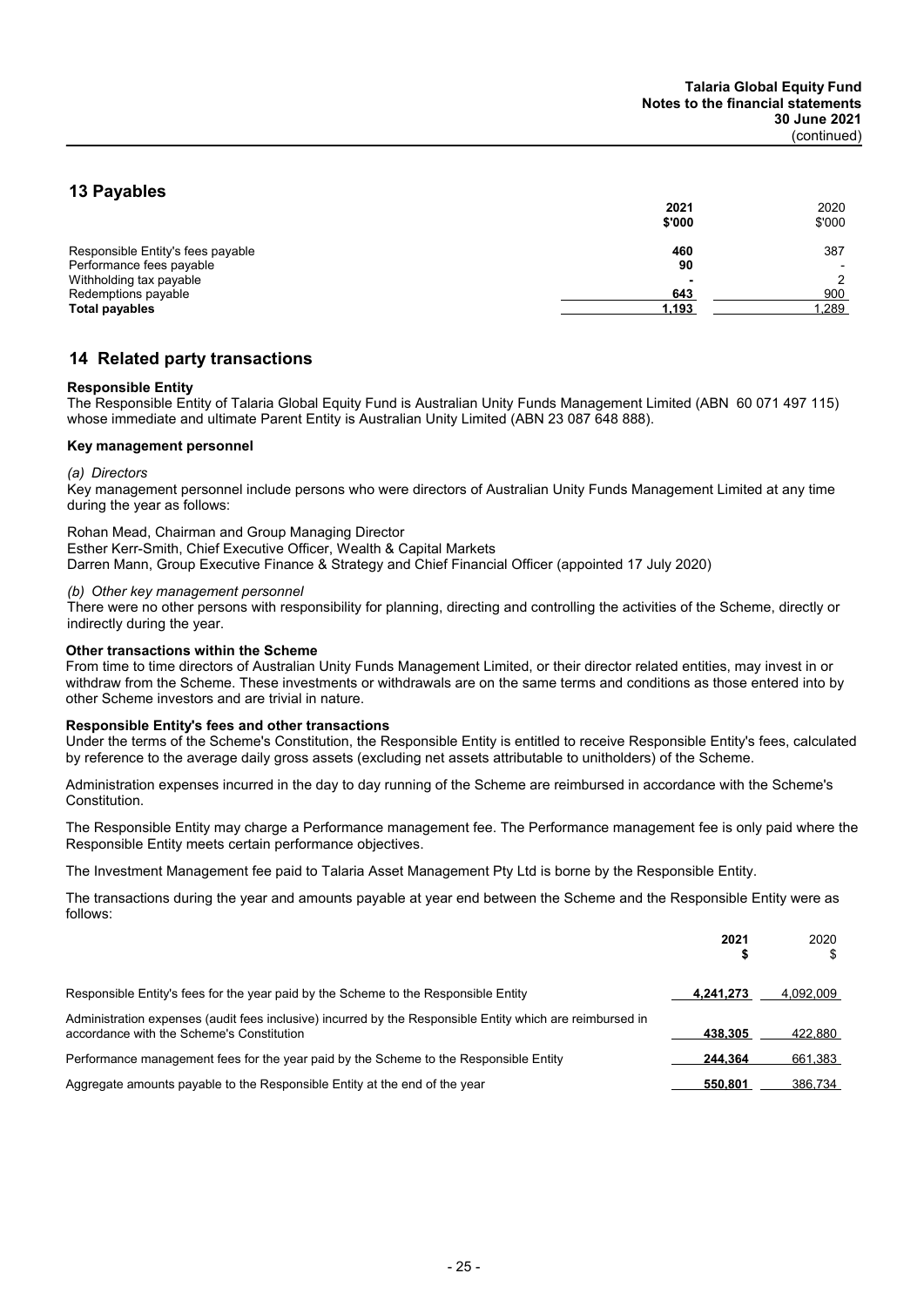## 13 Payables

| | 2021 $'000 | 2020 $'000 |
|---|---|---|
| Responsible Entity's fees payable | **460** | 387 |
| Performance fees payable | **90** | - |
| Withholding tax payable | **-** | 2 |
| Redemptions payable | **643** | 900 |
| **Total payables** | **1,193** | 1,289 |

## 14 Related party transactions

**Responsible Entity**

The Responsible Entity of Talaria Global Equity Fund is Australian Unity Funds Management Limited (ABN 60 071 497 115) whose immediate and ultimate Parent Entity is Australian Unity Limited (ABN 23 087 648 888).

**Key management personnel**

*(a) Directors*

Key management personnel include persons who were directors of Australian Unity Funds Management Limited at any time during the year as follows:

Rohan Mead, Chairman and Group Managing Director
Esther Kerr-Smith, Chief Executive Officer, Wealth & Capital Markets
Darren Mann, Group Executive Finance & Strategy and Chief Financial Officer (appointed 17 July 2020)

*(b) Other key management personnel*

There were no other persons with responsibility for planning, directing and controlling the activities of the Scheme, directly or indirectly during the year.

**Other transactions within the Scheme**

From time to time directors of Australian Unity Funds Management Limited, or their director related entities, may invest in or withdraw from the Scheme. These investments or withdrawals are on the same terms and conditions as those entered into by other Scheme investors and are trivial in nature.

**Responsible Entity's fees and other transactions**

Under the terms of the Scheme's Constitution, the Responsible Entity is entitled to receive Responsible Entity's fees, calculated by reference to the average daily gross assets (excluding net assets attributable to unitholders) of the Scheme.

Administration expenses incurred in the day to day running of the Scheme are reimbursed in accordance with the Scheme's Constitution.

The Responsible Entity may charge a Performance management fee. The Performance management fee is only paid where the Responsible Entity meets certain performance objectives.

The Investment Management fee paid to Talaria Asset Management Pty Ltd is borne by the Responsible Entity.

The transactions during the year and amounts payable at year end between the Scheme and the Responsible Entity were as follows:

| | 2021 $ | 2020 $ |
|---|---|---|
| Responsible Entity's fees for the year paid by the Scheme to the Responsible Entity | **4,241,273** | 4,092,009 |
| Administration expenses (audit fees inclusive) incurred by the Responsible Entity which are reimbursed in accordance with the Scheme's Constitution | **438,305** | 422,880 |
| Performance management fees for the year paid by the Scheme to the Responsible Entity | **244,364** | 661,383 |
| Aggregate amounts payable to the Responsible Entity at the end of the year | **550,801** | 386,734 |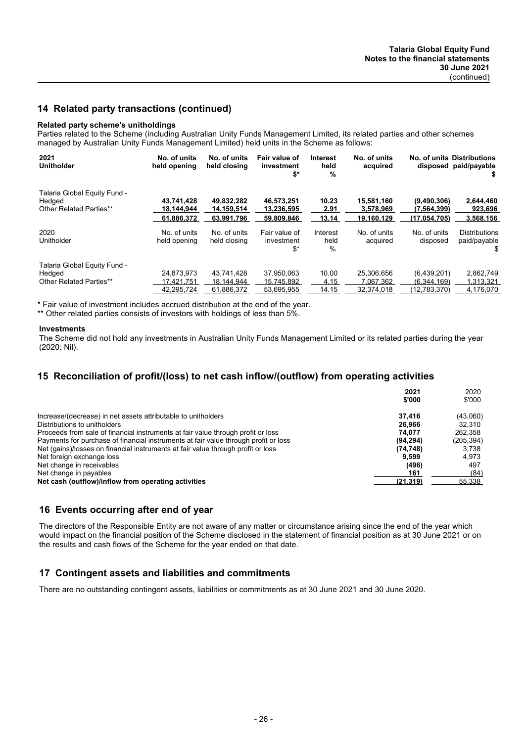## 14 Related party transactions (continued)

**Related party scheme's unitholdings**

Parties related to the Scheme (including Australian Unity Funds Management Limited, its related parties and other schemes managed by Australian Unity Funds Management Limited) held units in the Scheme as follows:

| 2021 Unitholder | No. of units held opening | No. of units held closing | Fair value of investment $* | Interest held % | No. of units acquired | No. of units disposed | Distributions paid/payable $ |
|---|---|---|---|---|---|---|---|
| Talaria Global Equity Fund - Hedged | **43,741,428** | **49,832,282** | **46,573,251** | **10.23** | **15,581,160** | **(9,490,306)** | **2,644,460** |
| Other Related Parties** | **18,144,944** | **14,159,514** | **13,236,595** | **2.91** | **3,578,969** | **(7,564,399)** | **923,696** |
| | **61,886,372** | **63,991,796** | **59,809,846** | **13.14** | **19,160,129** | **(17,054,705)** | **3,568,156** |

| 2020 Unitholder | No. of units held opening | No. of units held closing | Fair value of investment $* | Interest held % | No. of units acquired | No. of units disposed | Distributions paid/payable $ |
|---|---|---|---|---|---|---|---|
| Talaria Global Equity Fund - Hedged | 24,873,973 | 43,741,428 | 37,950,063 | 10.00 | 25,306,656 | (6,439,201) | 2,862,749 |
| Other Related Parties** | 17,421,751 | 18,144,944 | 15,745,892 | 4.15 | 7,067,362 | (6,344,169) | 1,313,321 |
| | 42,295,724 | 61,886,372 | 53,695,955 | 14.15 | 32,374,018 | (12,783,370) | 4,176,070 |

* Fair value of investment includes accrued distribution at the end of the year.

** Other related parties consists of investors with holdings of less than 5%.

**Investments**

The Scheme did not hold any investments in Australian Unity Funds Management Limited or its related parties during the year (2020: Nil).

## 15 Reconciliation of profit/(loss) to net cash inflow/(outflow) from operating activities

| | 2021 $'000 | 2020 $'000 |
|---|---|---|
| Increase/(decrease) in net assets attributable to unitholders | **37,416** | (43,060) |
| Distributions to unitholders | **26,966** | 32,310 |
| Proceeds from sale of financial instruments at fair value through profit or loss | **74,077** | 262,358 |
| Payments for purchase of financial instruments at fair value through profit or loss | **(94,294)** | (205,394) |
| Net (gains)/losses on financial instruments at fair value through profit or loss | **(74,748)** | 3,738 |
| Net foreign exchange loss | **9,599** | 4,973 |
| Net change in receivables | **(496)** | 497 |
| Net change in payables | **161** | (84) |
| **Net cash (outflow)/inflow from operating activities** | **(21,319)** | 55,338 |

## 16 Events occurring after end of year

The directors of the Responsible Entity are not aware of any matter or circumstance arising since the end of the year which would impact on the financial position of the Scheme disclosed in the statement of financial position as at 30 June 2021 or on the results and cash flows of the Scheme for the year ended on that date.

## 17 Contingent assets and liabilities and commitments

There are no outstanding contingent assets, liabilities or commitments as at 30 June 2021 and 30 June 2020.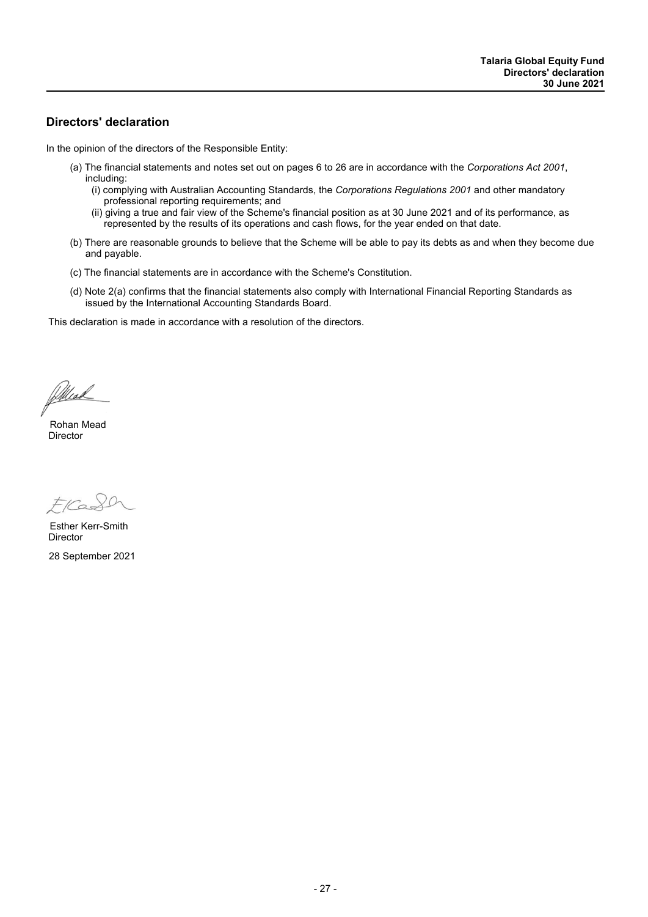## Directors' declaration

In the opinion of the directors of the Responsible Entity:

(a) The financial statements and notes set out on pages 6 to 26 are in accordance with the *Corporations Act 2001*, including:

  (i) complying with Australian Accounting Standards, the *Corporations Regulations 2001* and other mandatory professional reporting requirements; and

  (ii) giving a true and fair view of the Scheme's financial position as at 30 June 2021 and of its performance, as represented by the results of its operations and cash flows, for the year ended on that date.

(b) There are reasonable grounds to believe that the Scheme will be able to pay its debts as and when they become due and payable.

(c) The financial statements are in accordance with the Scheme's Constitution.

(d) Note 2(a) confirms that the financial statements also comply with International Financial Reporting Standards as issued by the International Accounting Standards Board.

This declaration is made in accordance with a resolution of the directors.

Rohan Mead
Director

Esther Kerr-Smith
Director

28 September 2021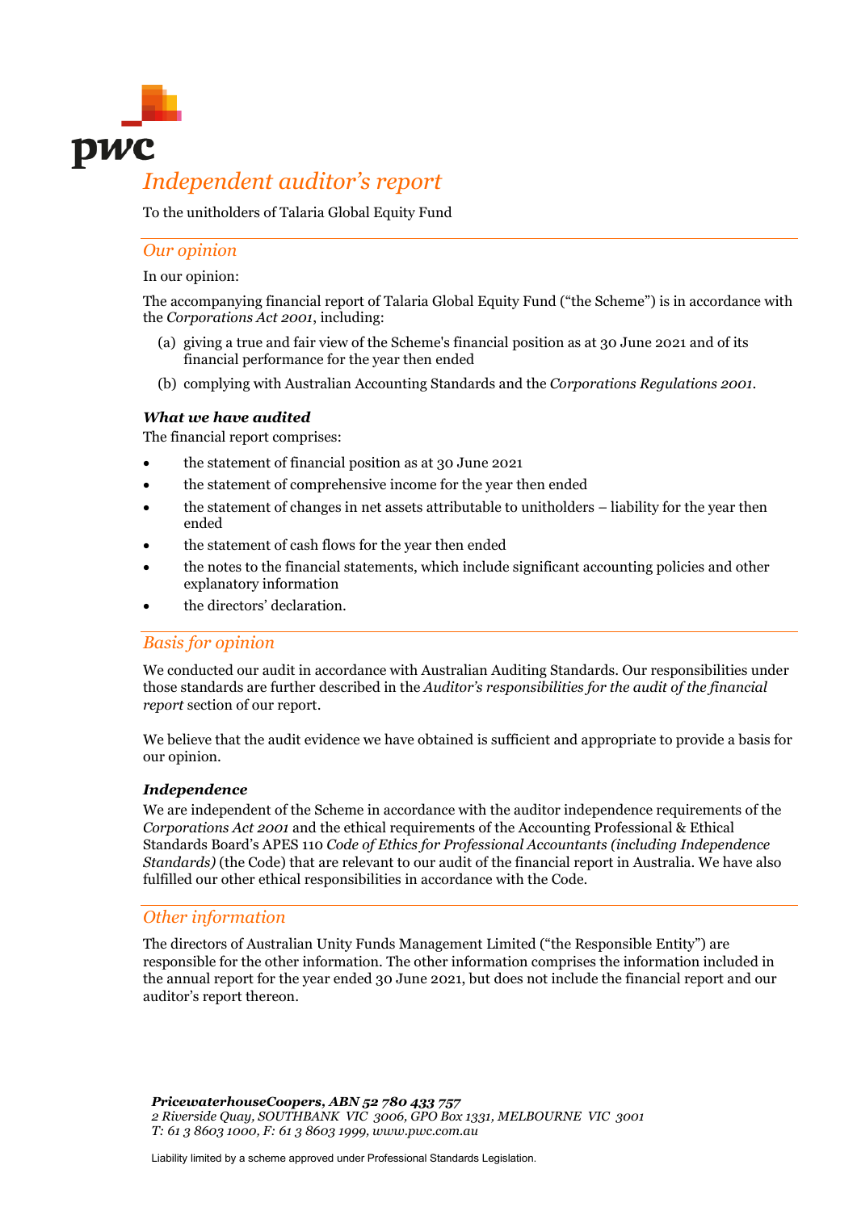# Independent auditor's report

To the unitholders of Talaria Global Equity Fund

## Our opinion

In our opinion:

The accompanying financial report of Talaria Global Equity Fund ("the Scheme") is in accordance with the *Corporations Act 2001*, including:

(a) giving a true and fair view of the Scheme's financial position as at 30 June 2021 and of its financial performance for the year then ended

(b) complying with Australian Accounting Standards and the *Corporations Regulations 2001*.

### *What we have audited*

The financial report comprises:

- the statement of financial position as at 30 June 2021
- the statement of comprehensive income for the year then ended
- the statement of changes in net assets attributable to unitholders – liability for the year then ended
- the statement of cash flows for the year then ended
- the notes to the financial statements, which include significant accounting policies and other explanatory information
- the directors' declaration.

## Basis for opinion

We conducted our audit in accordance with Australian Auditing Standards. Our responsibilities under those standards are further described in the *Auditor's responsibilities for the audit of the financial report* section of our report.

We believe that the audit evidence we have obtained is sufficient and appropriate to provide a basis for our opinion.

### *Independence*

We are independent of the Scheme in accordance with the auditor independence requirements of the *Corporations Act 2001* and the ethical requirements of the Accounting Professional & Ethical Standards Board's APES 110 *Code of Ethics for Professional Accountants (including Independence Standards)* (the Code) that are relevant to our audit of the financial report in Australia. We have also fulfilled our other ethical responsibilities in accordance with the Code.

## Other information

The directors of Australian Unity Funds Management Limited ("the Responsible Entity") are responsible for the other information. The other information comprises the information included in the annual report for the year ended 30 June 2021, but does not include the financial report and our auditor's report thereon.

***PricewaterhouseCoopers, ABN 52 780 433 757***
*2 Riverside Quay, SOUTHBANK VIC 3006, GPO Box 1331, MELBOURNE VIC 3001*
*T: 61 3 8603 1000, F: 61 3 8603 1999, www.pwc.com.au*

Liability limited by a scheme approved under Professional Standards Legislation.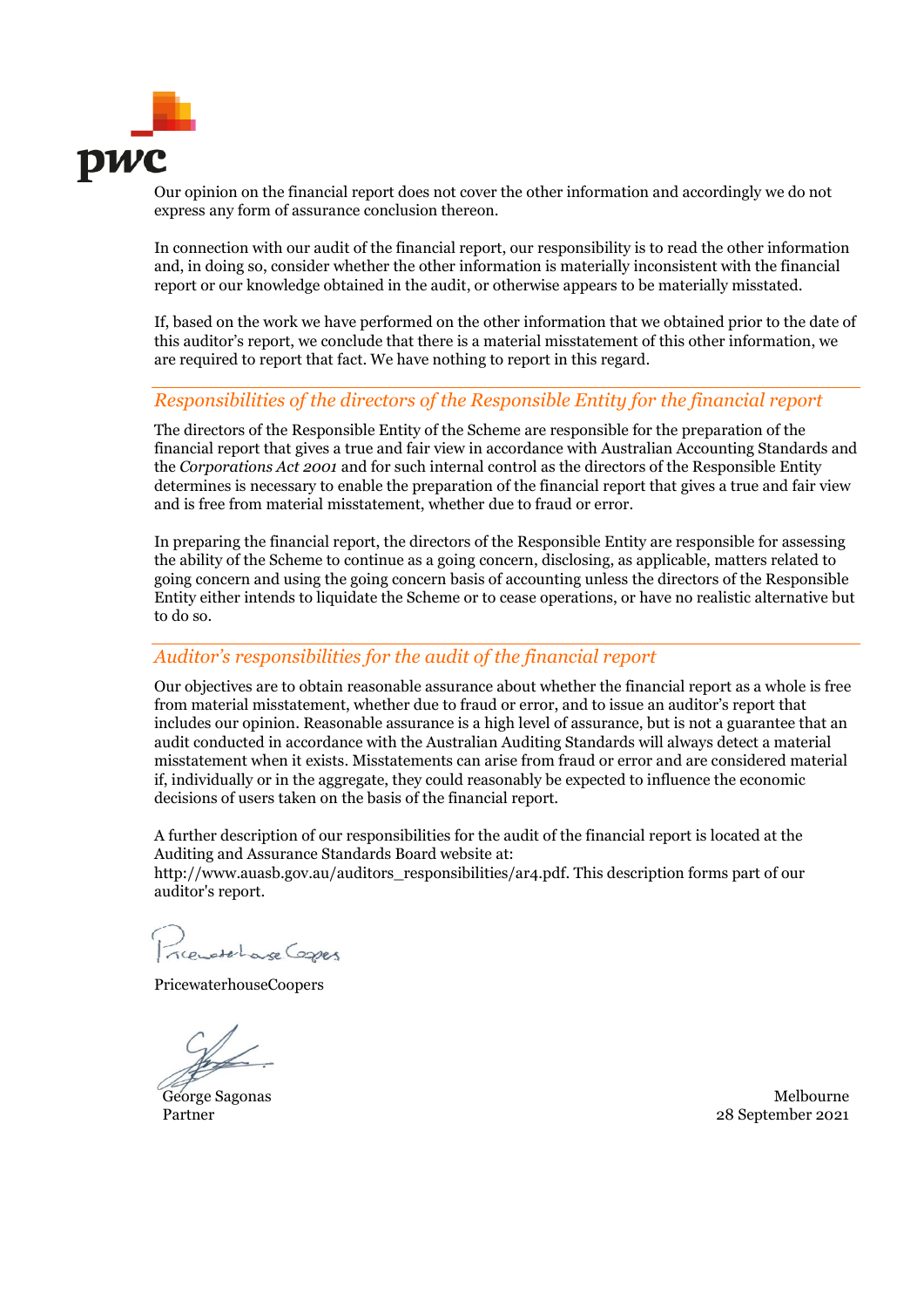Our opinion on the financial report does not cover the other information and accordingly we do not express any form of assurance conclusion thereon.

In connection with our audit of the financial report, our responsibility is to read the other information and, in doing so, consider whether the other information is materially inconsistent with the financial report or our knowledge obtained in the audit, or otherwise appears to be materially misstated.

If, based on the work we have performed on the other information that we obtained prior to the date of this auditor's report, we conclude that there is a material misstatement of this other information, we are required to report that fact. We have nothing to report in this regard.

## *Responsibilities of the directors of the Responsible Entity for the financial report*

The directors of the Responsible Entity of the Scheme are responsible for the preparation of the financial report that gives a true and fair view in accordance with Australian Accounting Standards and the *Corporations Act 2001* and for such internal control as the directors of the Responsible Entity determines is necessary to enable the preparation of the financial report that gives a true and fair view and is free from material misstatement, whether due to fraud or error.

In preparing the financial report, the directors of the Responsible Entity are responsible for assessing the ability of the Scheme to continue as a going concern, disclosing, as applicable, matters related to going concern and using the going concern basis of accounting unless the directors of the Responsible Entity either intends to liquidate the Scheme or to cease operations, or have no realistic alternative but to do so.

## *Auditor's responsibilities for the audit of the financial report*

Our objectives are to obtain reasonable assurance about whether the financial report as a whole is free from material misstatement, whether due to fraud or error, and to issue an auditor's report that includes our opinion. Reasonable assurance is a high level of assurance, but is not a guarantee that an audit conducted in accordance with the Australian Auditing Standards will always detect a material misstatement when it exists. Misstatements can arise from fraud or error and are considered material if, individually or in the aggregate, they could reasonably be expected to influence the economic decisions of users taken on the basis of the financial report.

A further description of our responsibilities for the audit of the financial report is located at the Auditing and Assurance Standards Board website at:
http://www.auasb.gov.au/auditors_responsibilities/ar4.pdf. This description forms part of our auditor's report.

PricewaterhouseCoopers

George Sagonas
Partner

Melbourne
28 September 2021